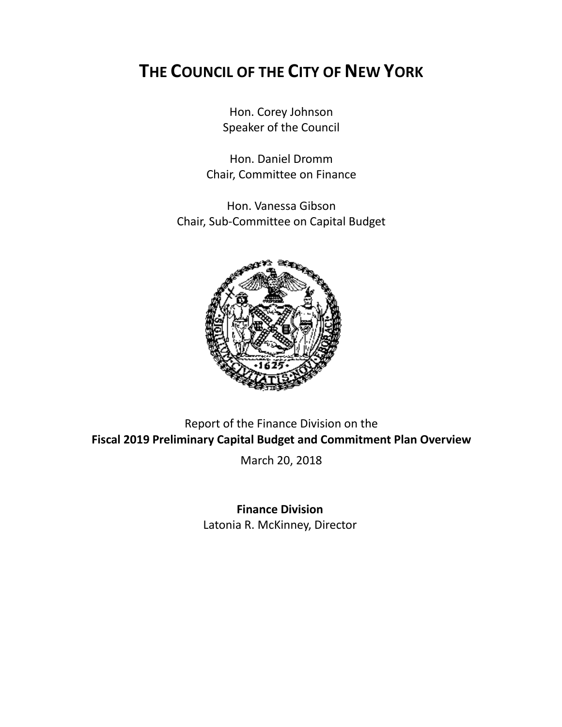# THE COUNCIL OF THE CITY OF NEW YORK

Hon. Corey Johnson
Speaker of the Council

Hon. Daniel Dromm
Chair, Committee on Finance

Hon. Vanessa Gibson
Chair, Sub-Committee on Capital Budget

Report of the Finance Division on the
**Fiscal 2019 Preliminary Capital Budget and Commitment Plan Overview**

March 20, 2018

**Finance Division**
Latonia R. McKinney, Director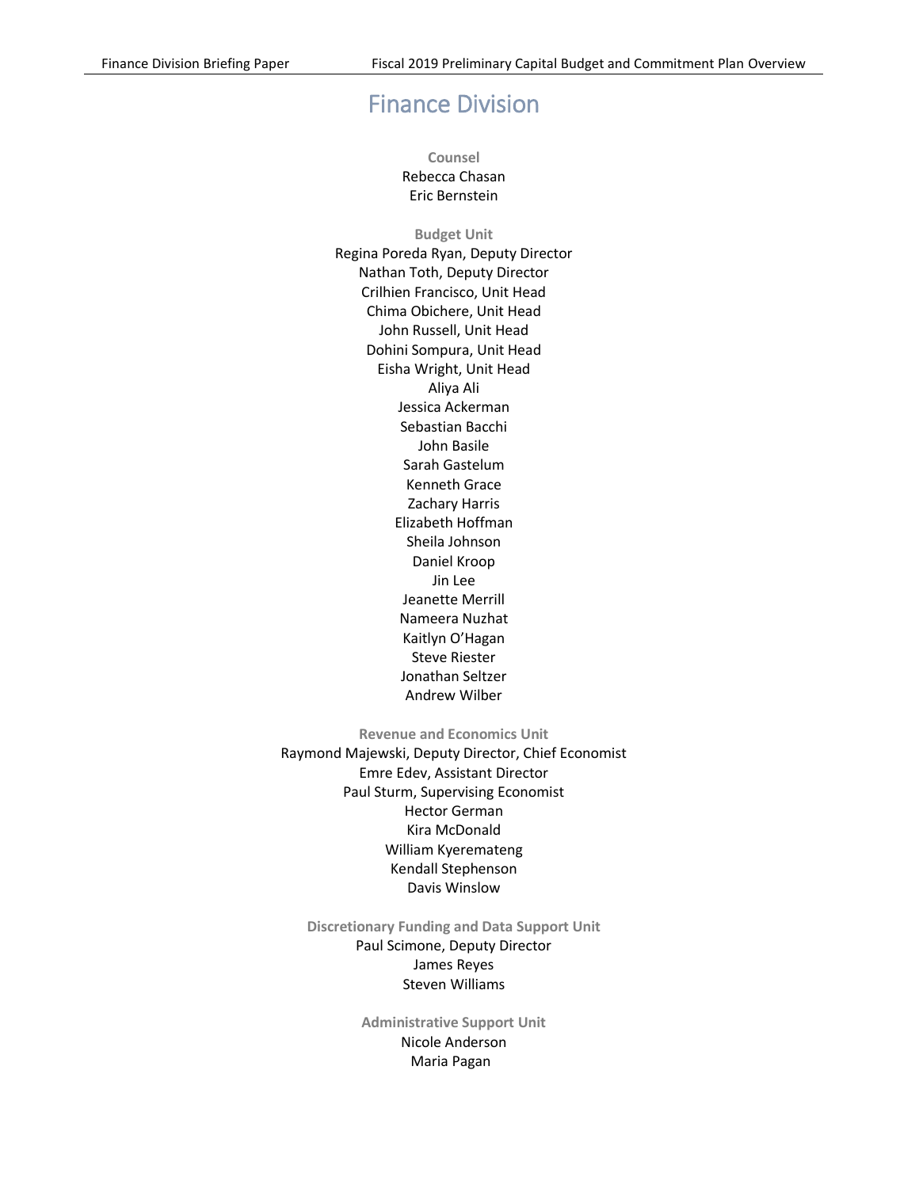# Finance Division

**Counsel**

Rebecca Chasan
Eric Bernstein

**Budget Unit**

Regina Poreda Ryan, Deputy Director
Nathan Toth, Deputy Director
Crilhien Francisco, Unit Head
Chima Obichere, Unit Head
John Russell, Unit Head
Dohini Sompura, Unit Head
Eisha Wright, Unit Head
Aliya Ali
Jessica Ackerman
Sebastian Bacchi
John Basile
Sarah Gastelum
Kenneth Grace
Zachary Harris
Elizabeth Hoffman
Sheila Johnson
Daniel Kroop
Jin Lee
Jeanette Merrill
Nameera Nuzhat
Kaitlyn O'Hagan
Steve Riester
Jonathan Seltzer
Andrew Wilber

**Revenue and Economics Unit**

Raymond Majewski, Deputy Director, Chief Economist
Emre Edev, Assistant Director
Paul Sturm, Supervising Economist
Hector German
Kira McDonald
William Kyeremateng
Kendall Stephenson
Davis Winslow

**Discretionary Funding and Data Support Unit**

Paul Scimone, Deputy Director
James Reyes
Steven Williams

**Administrative Support Unit**

Nicole Anderson
Maria Pagan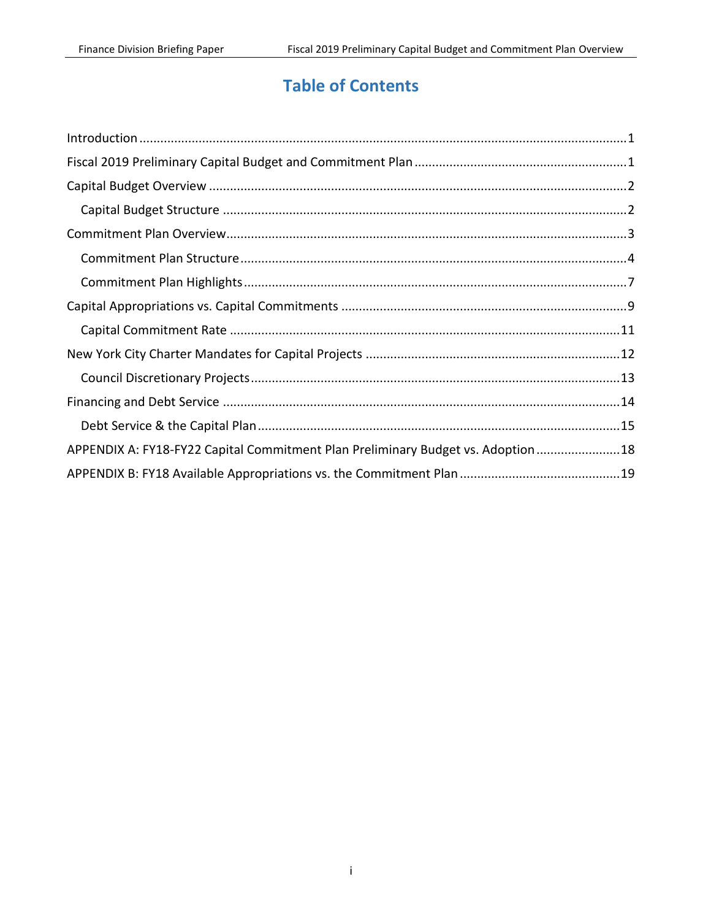# Table of Contents

- Introduction ..... 1
- Fiscal 2019 Preliminary Capital Budget and Commitment Plan ..... 1
- Capital Budget Overview ..... 2
  - Capital Budget Structure ..... 2
- Commitment Plan Overview ..... 3
  - Commitment Plan Structure ..... 4
  - Commitment Plan Highlights ..... 7
- Capital Appropriations vs. Capital Commitments ..... 9
  - Capital Commitment Rate ..... 11
- New York City Charter Mandates for Capital Projects ..... 12
  - Council Discretionary Projects ..... 13
- Financing and Debt Service ..... 14
  - Debt Service & the Capital Plan ..... 15
- APPENDIX A: FY18-FY22 Capital Commitment Plan Preliminary Budget vs. Adoption ..... 18
- APPENDIX B: FY18 Available Appropriations vs. the Commitment Plan ..... 19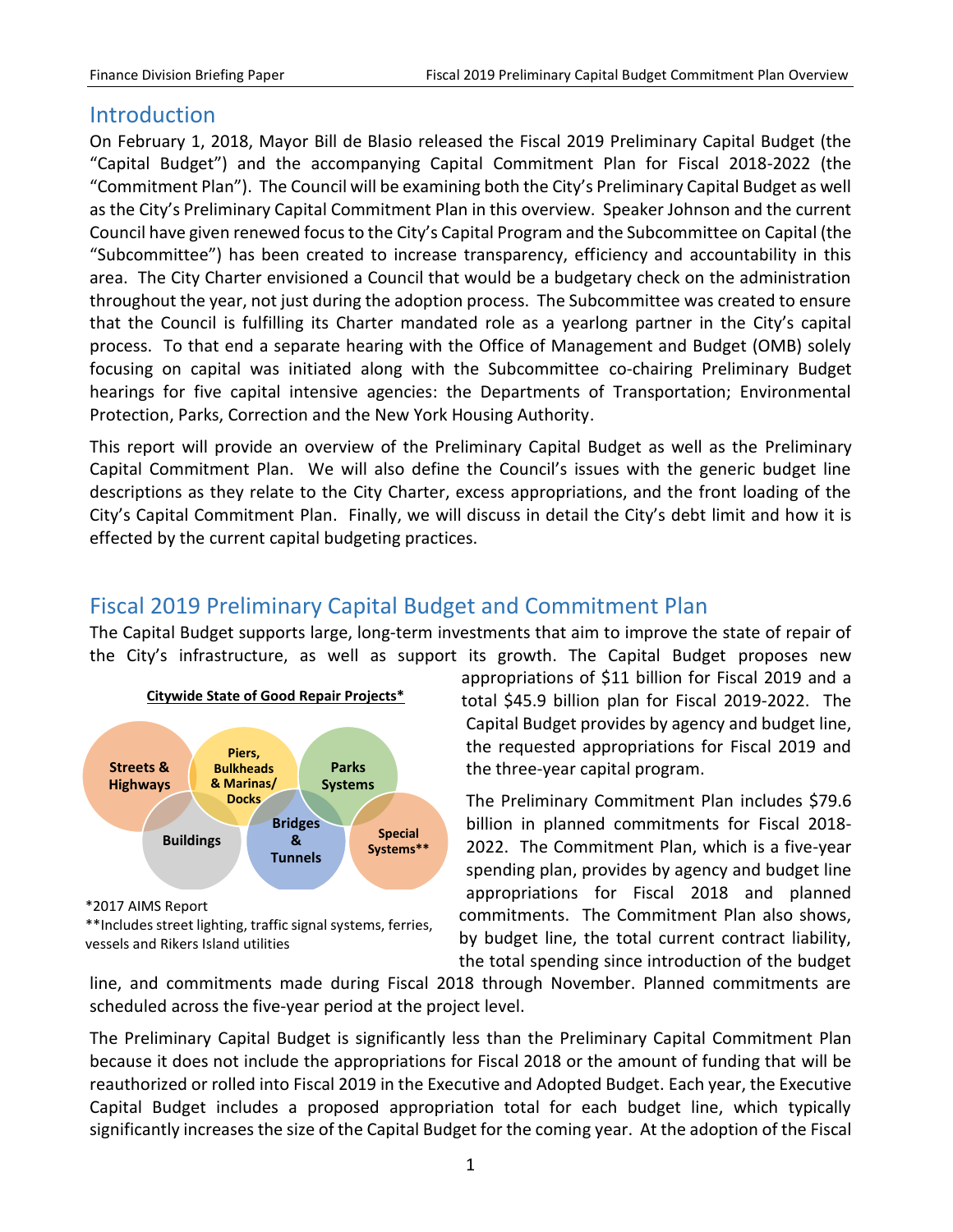## Introduction

On February 1, 2018, Mayor Bill de Blasio released the Fiscal 2019 Preliminary Capital Budget (the "Capital Budget") and the accompanying Capital Commitment Plan for Fiscal 2018-2022 (the "Commitment Plan"). The Council will be examining both the City's Preliminary Capital Budget as well as the City's Preliminary Capital Commitment Plan in this overview. Speaker Johnson and the current Council have given renewed focus to the City's Capital Program and the Subcommittee on Capital (the "Subcommittee") has been created to increase transparency, efficiency and accountability in this area. The City Charter envisioned a Council that would be a budgetary check on the administration throughout the year, not just during the adoption process. The Subcommittee was created to ensure that the Council is fulfilling its Charter mandated role as a yearlong partner in the City's capital process. To that end a separate hearing with the Office of Management and Budget (OMB) solely focusing on capital was initiated along with the Subcommittee co-chairing Preliminary Budget hearings for five capital intensive agencies: the Departments of Transportation; Environmental Protection, Parks, Correction and the New York Housing Authority.

This report will provide an overview of the Preliminary Capital Budget as well as the Preliminary Capital Commitment Plan. We will also define the Council's issues with the generic budget line descriptions as they relate to the City Charter, excess appropriations, and the front loading of the City's Capital Commitment Plan. Finally, we will discuss in detail the City's debt limit and how it is effected by the current capital budgeting practices.

## Fiscal 2019 Preliminary Capital Budget and Commitment Plan

The Capital Budget supports large, long-term investments that aim to improve the state of repair of the City's infrastructure, as well as support its growth. The Capital Budget proposes new appropriations of $11 billion for Fiscal 2019 and a total $45.9 billion plan for Fiscal 2019-2022. The Capital Budget provides by agency and budget line, the requested appropriations for Fiscal 2019 and the three-year capital program.

**Citywide State of Good Repair Projects***

Streets & Highways; Piers, Bulkheads & Marinas/ Docks; Parks Systems; Buildings; Bridges & Tunnels; Special Systems**

*2017 AIMS Report

**Includes street lighting, traffic signal systems, ferries, vessels and Rikers Island utilities

The Preliminary Commitment Plan includes $79.6 billion in planned commitments for Fiscal 2018-2022. The Commitment Plan, which is a five-year spending plan, provides by agency and budget line appropriations for Fiscal 2018 and planned commitments. The Commitment Plan also shows, by budget line, the total current contract liability, the total spending since introduction of the budget line, and commitments made during Fiscal 2018 through November. Planned commitments are scheduled across the five-year period at the project level.

The Preliminary Capital Budget is significantly less than the Preliminary Capital Commitment Plan because it does not include the appropriations for Fiscal 2018 or the amount of funding that will be reauthorized or rolled into Fiscal 2019 in the Executive and Adopted Budget. Each year, the Executive Capital Budget includes a proposed appropriation total for each budget line, which typically significantly increases the size of the Capital Budget for the coming year. At the adoption of the Fiscal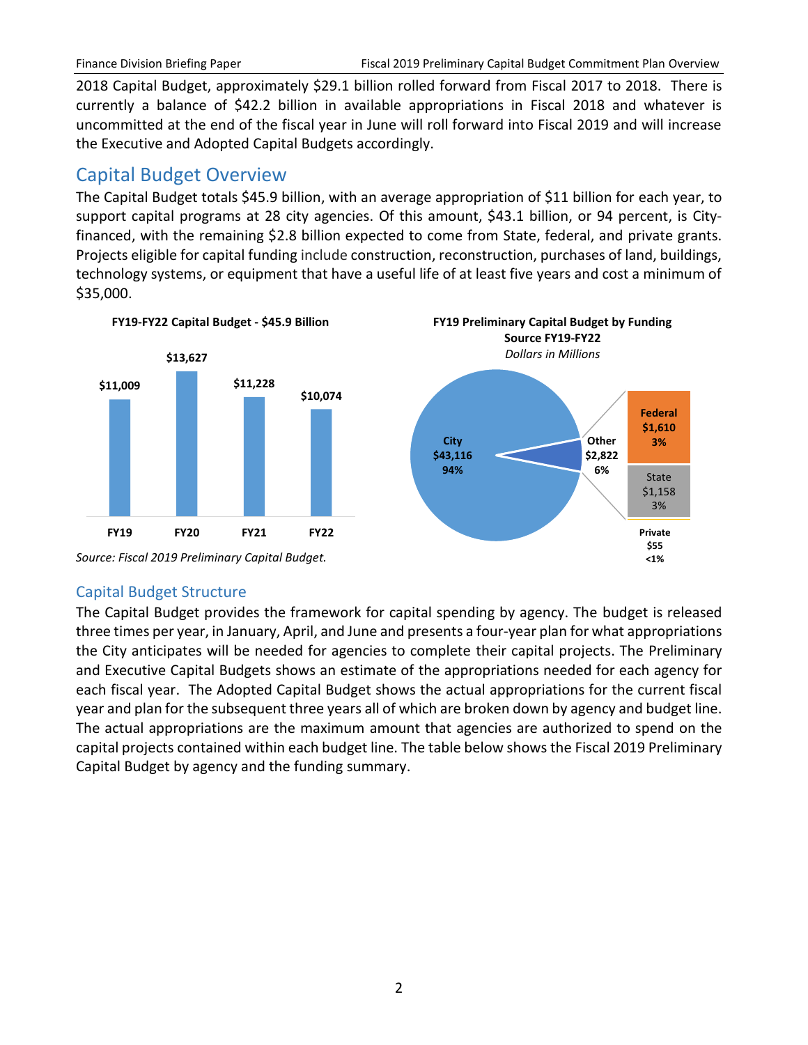2018 Capital Budget, approximately $29.1 billion rolled forward from Fiscal 2017 to 2018. There is currently a balance of $42.2 billion in available appropriations in Fiscal 2018 and whatever is uncommitted at the end of the fiscal year in June will roll forward into Fiscal 2019 and will increase the Executive and Adopted Capital Budgets accordingly.

## Capital Budget Overview

The Capital Budget totals $45.9 billion, with an average appropriation of $11 billion for each year, to support capital programs at 28 city agencies. Of this amount, $43.1 billion, or 94 percent, is City-financed, with the remaining $2.8 billion expected to come from State, federal, and private grants. Projects eligible for capital funding include construction, reconstruction, purchases of land, buildings, technology systems, or equipment that have a useful life of at least five years and cost a minimum of $35,000.

**FY19-FY22 Capital Budget - $45.9 Billion**

| FY19 | FY20 | FY21 | FY22 |
|---|---|---|---|
| $11,009 | $13,627 | $11,228 | $10,074 |

**FY19 Preliminary Capital Budget by Funding Source FY19-FY22**
*Dollars in Millions*

| Source | Amount | Percent |
|---|---|---|
| City | $43,116 | 94% |
| Other | $2,822 | 6% |
| Federal | $1,610 | 3% |
| State | $1,158 | 3% |
| Private | $55 | <1% |

*Source: Fiscal 2019 Preliminary Capital Budget.*

### Capital Budget Structure

The Capital Budget provides the framework for capital spending by agency. The budget is released three times per year, in January, April, and June and presents a four-year plan for what appropriations the City anticipates will be needed for agencies to complete their capital projects. The Preliminary and Executive Capital Budgets shows an estimate of the appropriations needed for each agency for each fiscal year. The Adopted Capital Budget shows the actual appropriations for the current fiscal year and plan for the subsequent three years all of which are broken down by agency and budget line. The actual appropriations are the maximum amount that agencies are authorized to spend on the capital projects contained within each budget line. The table below shows the Fiscal 2019 Preliminary Capital Budget by agency and the funding summary.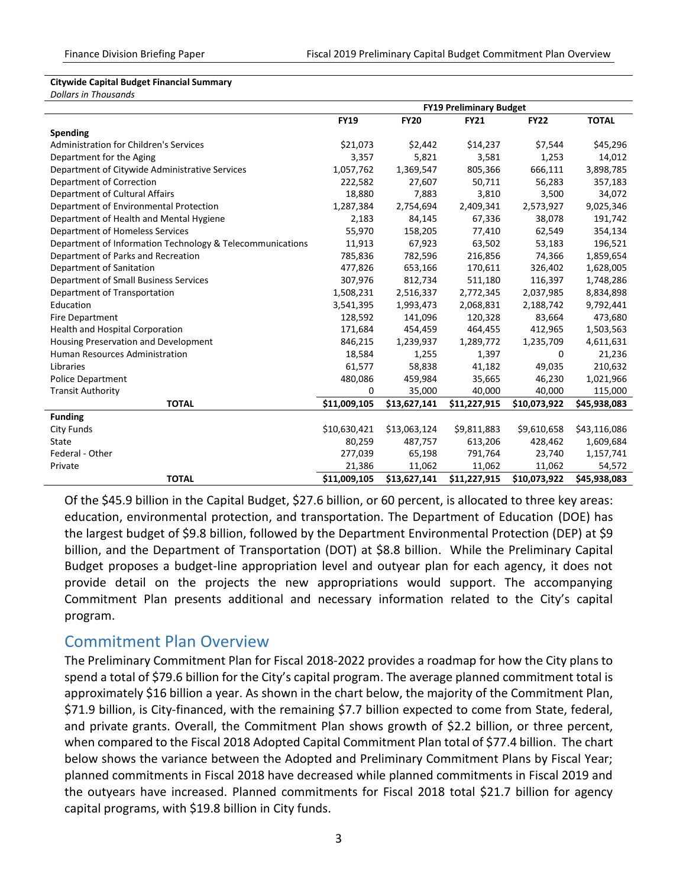**Citywide Capital Budget Financial Summary**

*Dollars in Thousands*

| | FY19 Preliminary Budget | | | | |
|---|---|---|---|---|---|
| | **FY19** | **FY20** | **FY21** | **FY22** | **TOTAL** |
| **Spending** | | | | | |
| Administration for Children's Services | $21,073 | $2,442 | $14,237 | $7,544 | $45,296 |
| Department for the Aging | 3,357 | 5,821 | 3,581 | 1,253 | 14,012 |
| Department of Citywide Administrative Services | 1,057,762 | 1,369,547 | 805,366 | 666,111 | 3,898,785 |
| Department of Correction | 222,582 | 27,607 | 50,711 | 56,283 | 357,183 |
| Department of Cultural Affairs | 18,880 | 7,883 | 3,810 | 3,500 | 34,072 |
| Department of Environmental Protection | 1,287,384 | 2,754,694 | 2,409,341 | 2,573,927 | 9,025,346 |
| Department of Health and Mental Hygiene | 2,183 | 84,145 | 67,336 | 38,078 | 191,742 |
| Department of Homeless Services | 55,970 | 158,205 | 77,410 | 62,549 | 354,134 |
| Department of Information Technology & Telecommunications | 11,913 | 67,923 | 63,502 | 53,183 | 196,521 |
| Department of Parks and Recreation | 785,836 | 782,596 | 216,856 | 74,366 | 1,859,654 |
| Department of Sanitation | 477,826 | 653,166 | 170,611 | 326,402 | 1,628,005 |
| Department of Small Business Services | 307,976 | 812,734 | 511,180 | 116,397 | 1,748,286 |
| Department of Transportation | 1,508,231 | 2,516,337 | 2,772,345 | 2,037,985 | 8,834,898 |
| Education | 3,541,395 | 1,993,473 | 2,068,831 | 2,188,742 | 9,792,441 |
| Fire Department | 128,592 | 141,096 | 120,328 | 83,664 | 473,680 |
| Health and Hospital Corporation | 171,684 | 454,459 | 464,455 | 412,965 | 1,503,563 |
| Housing Preservation and Development | 846,215 | 1,239,937 | 1,289,772 | 1,235,709 | 4,611,631 |
| Human Resources Administration | 18,584 | 1,255 | 1,397 | 0 | 21,236 |
| Libraries | 61,577 | 58,838 | 41,182 | 49,035 | 210,632 |
| Police Department | 480,086 | 459,984 | 35,665 | 46,230 | 1,021,966 |
| Transit Authority | 0 | 35,000 | 40,000 | 40,000 | 115,000 |
| **TOTAL** | **$11,009,105** | **$13,627,141** | **$11,227,915** | **$10,073,922** | **$45,938,083** |
| **Funding** | | | | | |
| City Funds | $10,630,421 | $13,063,124 | $9,811,883 | $9,610,658 | $43,116,086 |
| State | 80,259 | 487,757 | 613,206 | 428,462 | 1,609,684 |
| Federal - Other | 277,039 | 65,198 | 791,764 | 23,740 | 1,157,741 |
| Private | 21,386 | 11,062 | 11,062 | 11,062 | 54,572 |
| **TOTAL** | **$11,009,105** | **$13,627,141** | **$11,227,915** | **$10,073,922** | **$45,938,083** |

Of the $45.9 billion in the Capital Budget, $27.6 billion, or 60 percent, is allocated to three key areas: education, environmental protection, and transportation. The Department of Education (DOE) has the largest budget of $9.8 billion, followed by the Department Environmental Protection (DEP) at $9 billion, and the Department of Transportation (DOT) at $8.8 billion. While the Preliminary Capital Budget proposes a budget-line appropriation level and outyear plan for each agency, it does not provide detail on the projects the new appropriations would support. The accompanying Commitment Plan presents additional and necessary information related to the City's capital program.

## Commitment Plan Overview

The Preliminary Commitment Plan for Fiscal 2018-2022 provides a roadmap for how the City plans to spend a total of $79.6 billion for the City's capital program. The average planned commitment total is approximately $16 billion a year. As shown in the chart below, the majority of the Commitment Plan, $71.9 billion, is City-financed, with the remaining $7.7 billion expected to come from State, federal, and private grants. Overall, the Commitment Plan shows growth of $2.2 billion, or three percent, when compared to the Fiscal 2018 Adopted Capital Commitment Plan total of $77.4 billion. The chart below shows the variance between the Adopted and Preliminary Commitment Plans by Fiscal Year; planned commitments in Fiscal 2018 have decreased while planned commitments in Fiscal 2019 and the outyears have increased. Planned commitments for Fiscal 2018 total $21.7 billion for agency capital programs, with $19.8 billion in City funds.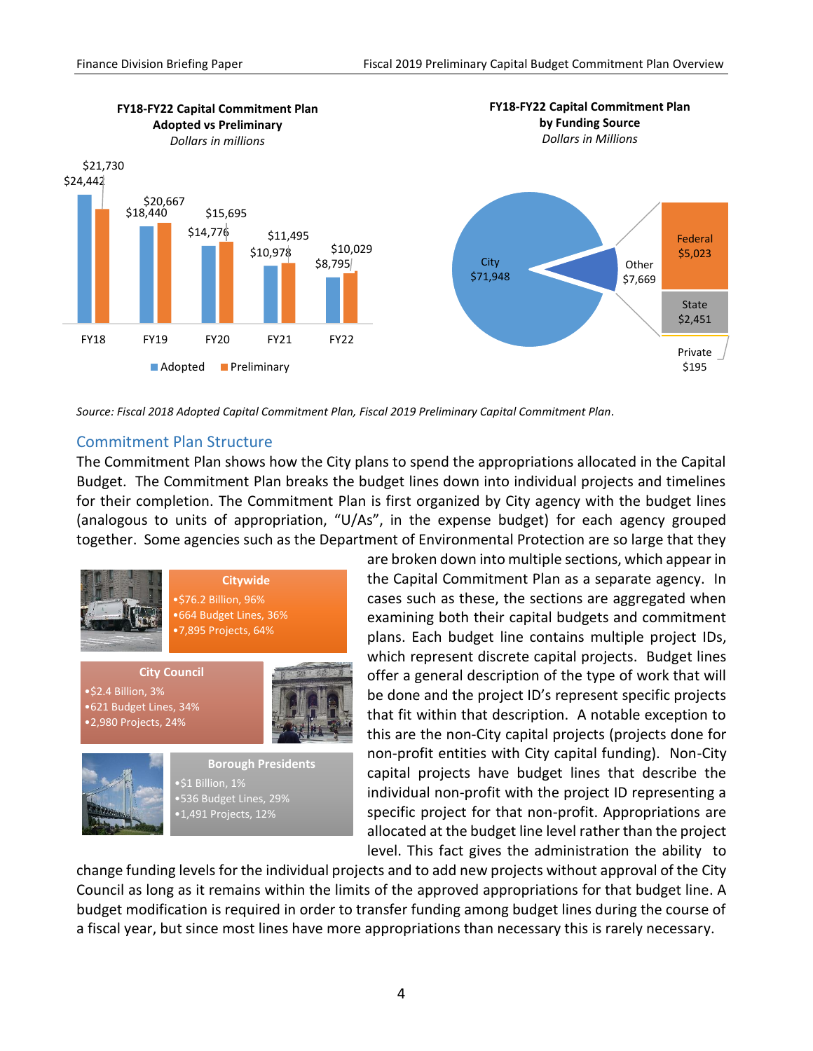**FY18-FY22 Capital Commitment Plan Adopted vs Preliminary**

*Dollars in millions*

| | Adopted | Preliminary |
|---|---|---|
| FY18 | $24,442 | $21,730 |
| FY19 | $18,440 | $20,667 |
| FY20 | $14,776 | $15,695 |
| FY21 | $10,978 | $11,495 |
| FY22 | $8,795 | $10,029 |

**FY18-FY22 Capital Commitment Plan by Funding Source**

*Dollars in Millions*

| Source | Amount |
|---|---|
| City | $71,948 |
| Other | $7,669 |
| Federal | $5,023 |
| State | $2,451 |
| Private | $195 |

*Source: Fiscal 2018 Adopted Capital Commitment Plan, Fiscal 2019 Preliminary Capital Commitment Plan.*

## Commitment Plan Structure

The Commitment Plan shows how the City plans to spend the appropriations allocated in the Capital Budget. The Commitment Plan breaks the budget lines down into individual projects and timelines for their completion. The Commitment Plan is first organized by City agency with the budget lines (analogous to units of appropriation, "U/As", in the expense budget) for each agency grouped together. Some agencies such as the Department of Environmental Protection are so large that they are broken down into multiple sections, which appear in the Capital Commitment Plan as a separate agency. In cases such as these, the sections are aggregated when examining both their capital budgets and commitment plans. Each budget line contains multiple project IDs, which represent discrete capital projects. Budget lines offer a general description of the type of work that will be done and the project ID's represent specific projects that fit within that description. A notable exception to this are the non-City capital projects (projects done for non-profit entities with City capital funding). Non-City capital projects have budget lines that describe the individual non-profit with the project ID representing a specific project for that non-profit. Appropriations are allocated at the budget line level rather than the project level. This fact gives the administration the ability to change funding levels for the individual projects and to add new projects without approval of the City Council as long as it remains within the limits of the approved appropriations for that budget line. A budget modification is required in order to transfer funding among budget lines during the course of a fiscal year, but since most lines have more appropriations than necessary this is rarely necessary.

**Citywide**
- $76.2 Billion, 96%
- 664 Budget Lines, 36%
- 7,895 Projects, 64%

**City Council**
- $2.4 Billion, 3%
- 621 Budget Lines, 34%
- 2,980 Projects, 24%

**Borough Presidents**
- $1 Billion, 1%
- 536 Budget Lines, 29%
- 1,491 Projects, 12%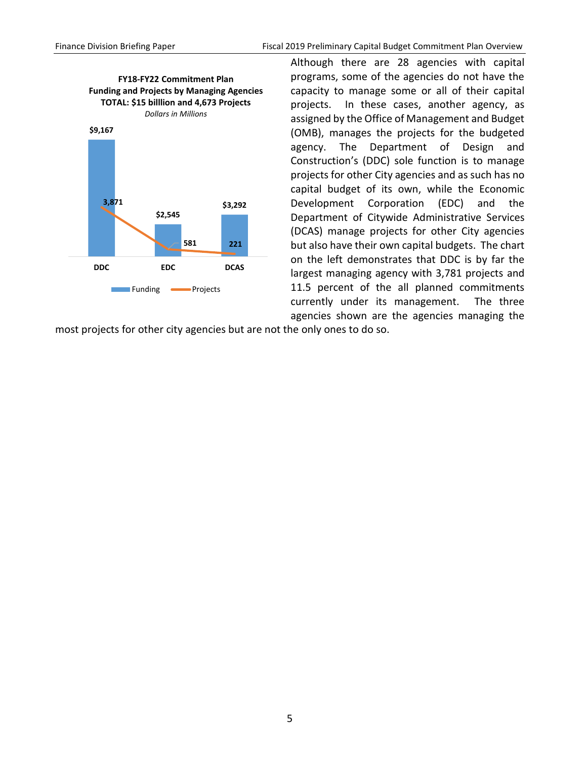**FY18-FY22 Commitment Plan**
**Funding and Projects by Managing Agencies**
**TOTAL: $15 billlion and 4,673 Projects**
*Dollars in Millions*

| | DDC | EDC | DCAS |
|---|---|---|---|
| Funding | $9,167 | $2,545 | $3,292 |
| Projects | 3,871 | 581 | 221 |

Although there are 28 agencies with capital programs, some of the agencies do not have the capacity to manage some or all of their capital projects. In these cases, another agency, as assigned by the Office of Management and Budget (OMB), manages the projects for the budgeted agency. The Department of Design and Construction's (DDC) sole function is to manage projects for other City agencies and as such has no capital budget of its own, while the Economic Development Corporation (EDC) and the Department of Citywide Administrative Services (DCAS) manage projects for other City agencies but also have their own capital budgets. The chart on the left demonstrates that DDC is by far the largest managing agency with 3,781 projects and 11.5 percent of the all planned commitments currently under its management. The three agencies shown are the agencies managing the most projects for other city agencies but are not the only ones to do so.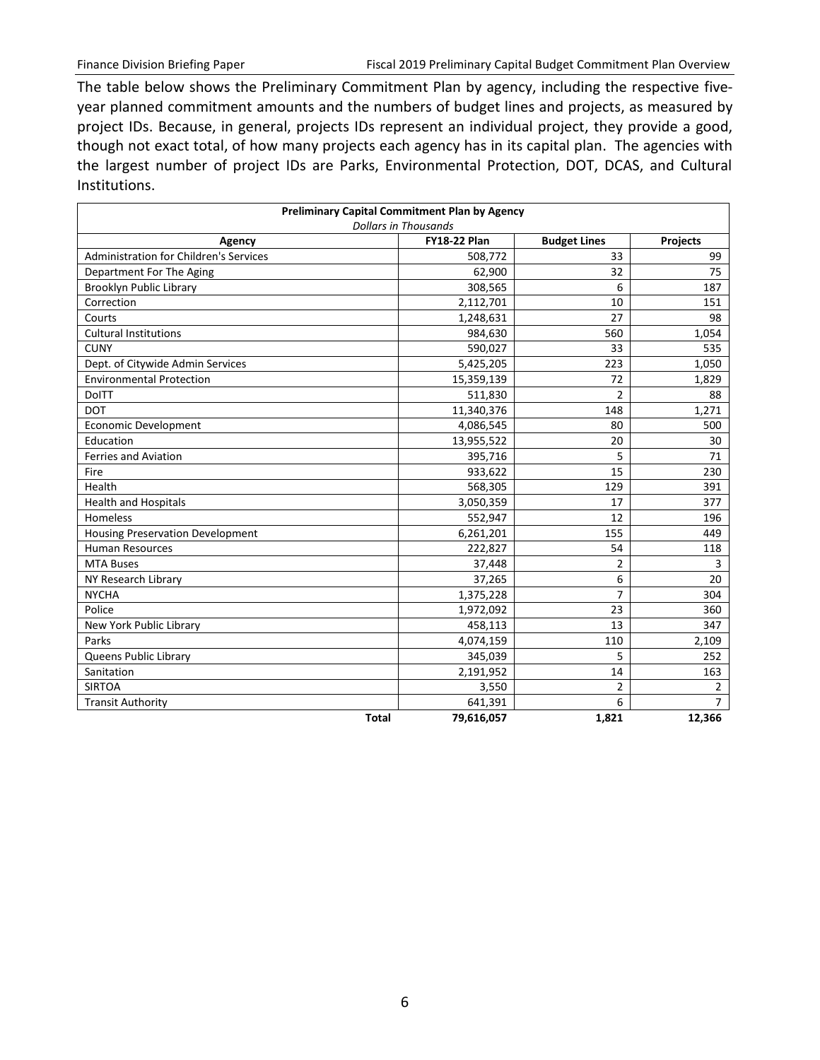The table below shows the Preliminary Commitment Plan by agency, including the respective five-year planned commitment amounts and the numbers of budget lines and projects, as measured by project IDs. Because, in general, projects IDs represent an individual project, they provide a good, though not exact total, of how many projects each agency has in its capital plan. The agencies with the largest number of project IDs are Parks, Environmental Protection, DOT, DCAS, and Cultural Institutions.

**Preliminary Capital Commitment Plan by Agency**
*Dollars in Thousands*

| Agency | FY18-22 Plan | Budget Lines | Projects |
|---|---|---|---|
| Administration for Children's Services | 508,772 | 33 | 99 |
| Department For The Aging | 62,900 | 32 | 75 |
| Brooklyn Public Library | 308,565 | 6 | 187 |
| Correction | 2,112,701 | 10 | 151 |
| Courts | 1,248,631 | 27 | 98 |
| Cultural Institutions | 984,630 | 560 | 1,054 |
| CUNY | 590,027 | 33 | 535 |
| Dept. of Citywide Admin Services | 5,425,205 | 223 | 1,050 |
| Environmental Protection | 15,359,139 | 72 | 1,829 |
| DoITT | 511,830 | 2 | 88 |
| DOT | 11,340,376 | 148 | 1,271 |
| Economic Development | 4,086,545 | 80 | 500 |
| Education | 13,955,522 | 20 | 30 |
| Ferries and Aviation | 395,716 | 5 | 71 |
| Fire | 933,622 | 15 | 230 |
| Health | 568,305 | 129 | 391 |
| Health and Hospitals | 3,050,359 | 17 | 377 |
| Homeless | 552,947 | 12 | 196 |
| Housing Preservation Development | 6,261,201 | 155 | 449 |
| Human Resources | 222,827 | 54 | 118 |
| MTA Buses | 37,448 | 2 | 3 |
| NY Research Library | 37,265 | 6 | 20 |
| NYCHA | 1,375,228 | 7 | 304 |
| Police | 1,972,092 | 23 | 360 |
| New York Public Library | 458,113 | 13 | 347 |
| Parks | 4,074,159 | 110 | 2,109 |
| Queens Public Library | 345,039 | 5 | 252 |
| Sanitation | 2,191,952 | 14 | 163 |
| SIRTOA | 3,550 | 2 | 2 |
| Transit Authority | 641,391 | 6 | 7 |
| **Total** | **79,616,057** | **1,821** | **12,366** |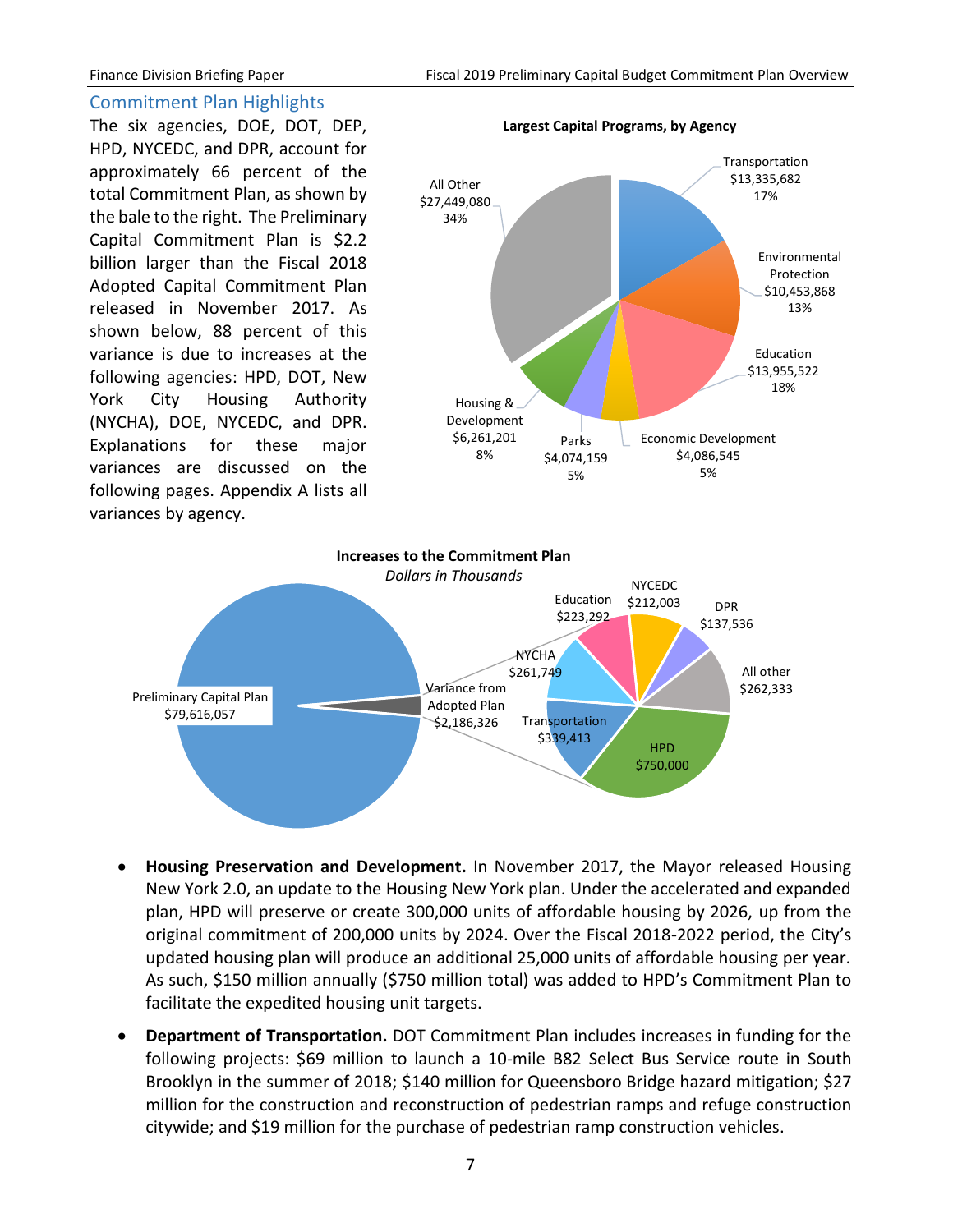## Commitment Plan Highlights

The six agencies, DOE, DOT, DEP, HPD, NYCEDC, and DPR, account for approximately 66 percent of the total Commitment Plan, as shown by the bale to the right. The Preliminary Capital Commitment Plan is $2.2 billion larger than the Fiscal 2018 Adopted Capital Commitment Plan released in November 2017. As shown below, 88 percent of this variance is due to increases at the following agencies: HPD, DOT, New York City Housing Authority (NYCHA), DOE, NYCEDC, and DPR. Explanations for these major variances are discussed on the following pages. Appendix A lists all variances by agency.

**Largest Capital Programs, by Agency**

| Agency | Amount | Percent |
|---|---|---|
| Transportation | $13,335,682 | 17% |
| Environmental Protection | $10,453,868 | 13% |
| Education | $13,955,522 | 18% |
| Economic Development | $4,086,545 | 5% |
| Parks | $4,074,159 | 5% |
| Housing & Development | $6,261,201 | 8% |
| All Other | $27,449,080 | 34% |

**Increases to the Commitment Plan**

*Dollars in Thousands*

| Category | Amount |
|---|---|
| Preliminary Capital Plan | $79,616,057 |
| Variance from Adopted Plan | $2,186,326 |
| HPD | $750,000 |
| Transportation | $339,413 |
| NYCHA | $261,749 |
| Education | $223,292 |
| NYCEDC | $212,003 |
| DPR | $137,536 |
| All other | $262,333 |

- **Housing Preservation and Development.** In November 2017, the Mayor released Housing New York 2.0, an update to the Housing New York plan. Under the accelerated and expanded plan, HPD will preserve or create 300,000 units of affordable housing by 2026, up from the original commitment of 200,000 units by 2024. Over the Fiscal 2018-2022 period, the City's updated housing plan will produce an additional 25,000 units of affordable housing per year. As such, $150 million annually ($750 million total) was added to HPD's Commitment Plan to facilitate the expedited housing unit targets.
- **Department of Transportation.** DOT Commitment Plan includes increases in funding for the following projects: $69 million to launch a 10-mile B82 Select Bus Service route in South Brooklyn in the summer of 2018; $140 million for Queensboro Bridge hazard mitigation; $27 million for the construction and reconstruction of pedestrian ramps and refuge construction citywide; and $19 million for the purchase of pedestrian ramp construction vehicles.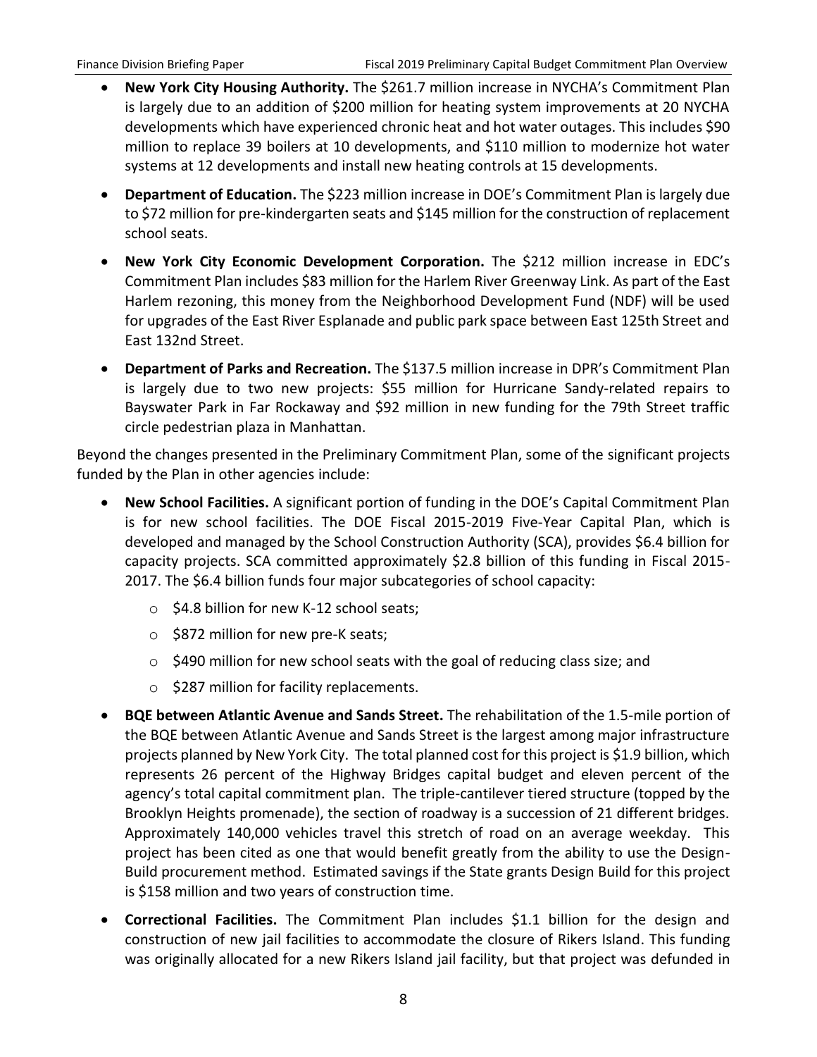- **New York City Housing Authority.** The $261.7 million increase in NYCHA's Commitment Plan is largely due to an addition of $200 million for heating system improvements at 20 NYCHA developments which have experienced chronic heat and hot water outages. This includes $90 million to replace 39 boilers at 10 developments, and $110 million to modernize hot water systems at 12 developments and install new heating controls at 15 developments.
- **Department of Education.** The $223 million increase in DOE's Commitment Plan is largely due to $72 million for pre-kindergarten seats and $145 million for the construction of replacement school seats.
- **New York City Economic Development Corporation.** The $212 million increase in EDC's Commitment Plan includes $83 million for the Harlem River Greenway Link. As part of the East Harlem rezoning, this money from the Neighborhood Development Fund (NDF) will be used for upgrades of the East River Esplanade and public park space between East 125th Street and East 132nd Street.
- **Department of Parks and Recreation.** The $137.5 million increase in DPR's Commitment Plan is largely due to two new projects: $55 million for Hurricane Sandy-related repairs to Bayswater Park in Far Rockaway and $92 million in new funding for the 79th Street traffic circle pedestrian plaza in Manhattan.

Beyond the changes presented in the Preliminary Commitment Plan, some of the significant projects funded by the Plan in other agencies include:

- **New School Facilities.** A significant portion of funding in the DOE's Capital Commitment Plan is for new school facilities. The DOE Fiscal 2015-2019 Five-Year Capital Plan, which is developed and managed by the School Construction Authority (SCA), provides $6.4 billion for capacity projects. SCA committed approximately $2.8 billion of this funding in Fiscal 2015-2017. The $6.4 billion funds four major subcategories of school capacity:
    - $4.8 billion for new K-12 school seats;
    - $872 million for new pre-K seats;
    - $490 million for new school seats with the goal of reducing class size; and
    - $287 million for facility replacements.
- **BQE between Atlantic Avenue and Sands Street.** The rehabilitation of the 1.5-mile portion of the BQE between Atlantic Avenue and Sands Street is the largest among major infrastructure projects planned by New York City. The total planned cost for this project is $1.9 billion, which represents 26 percent of the Highway Bridges capital budget and eleven percent of the agency's total capital commitment plan. The triple-cantilever tiered structure (topped by the Brooklyn Heights promenade), the section of roadway is a succession of 21 different bridges. Approximately 140,000 vehicles travel this stretch of road on an average weekday. This project has been cited as one that would benefit greatly from the ability to use the Design-Build procurement method. Estimated savings if the State grants Design Build for this project is $158 million and two years of construction time.
- **Correctional Facilities.** The Commitment Plan includes $1.1 billion for the design and construction of new jail facilities to accommodate the closure of Rikers Island. This funding was originally allocated for a new Rikers Island jail facility, but that project was defunded in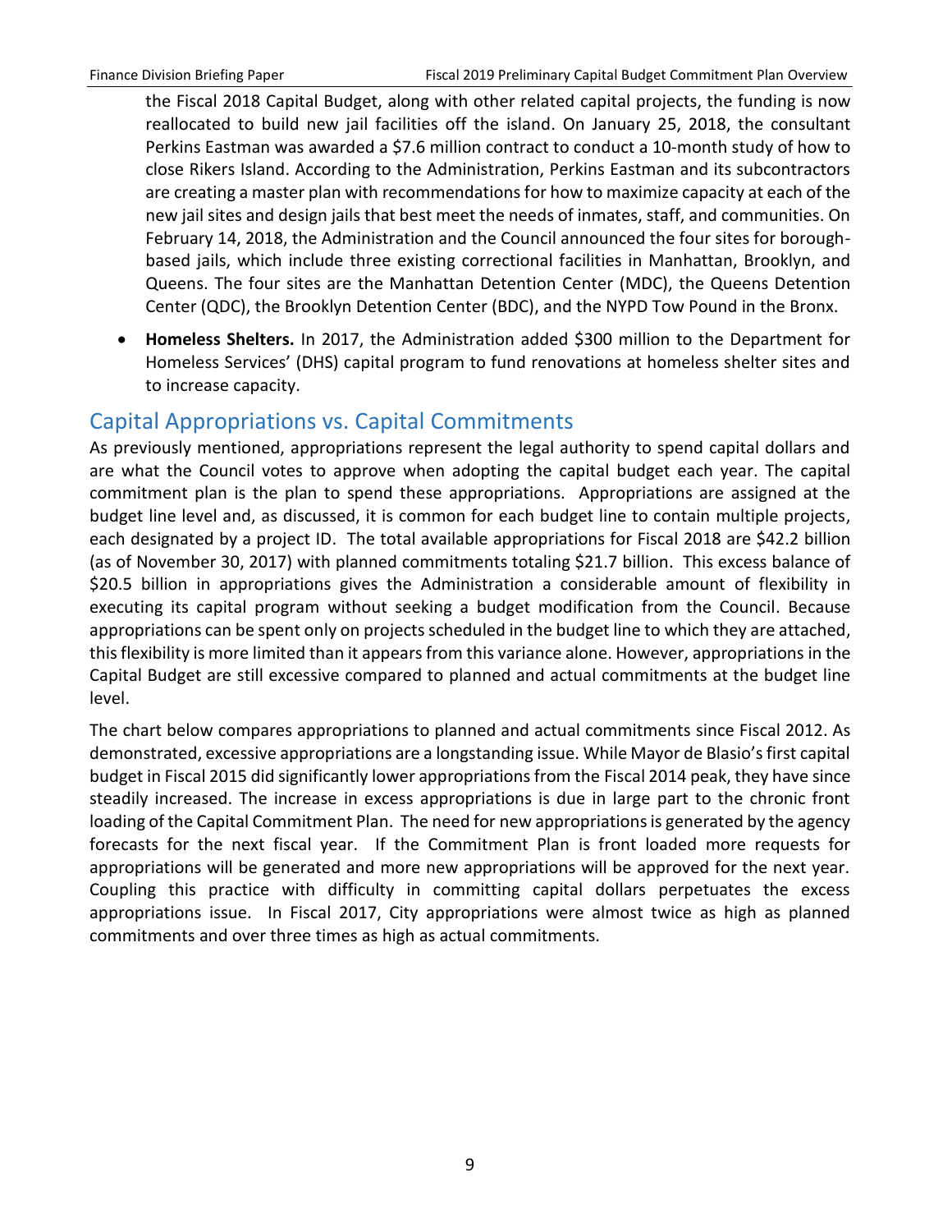the Fiscal 2018 Capital Budget, along with other related capital projects, the funding is now reallocated to build new jail facilities off the island. On January 25, 2018, the consultant Perkins Eastman was awarded a $7.6 million contract to conduct a 10-month study of how to close Rikers Island. According to the Administration, Perkins Eastman and its subcontractors are creating a master plan with recommendations for how to maximize capacity at each of the new jail sites and design jails that best meet the needs of inmates, staff, and communities. On February 14, 2018, the Administration and the Council announced the four sites for borough-based jails, which include three existing correctional facilities in Manhattan, Brooklyn, and Queens. The four sites are the Manhattan Detention Center (MDC), the Queens Detention Center (QDC), the Brooklyn Detention Center (BDC), and the NYPD Tow Pound in the Bronx.

- **Homeless Shelters.** In 2017, the Administration added $300 million to the Department for Homeless Services' (DHS) capital program to fund renovations at homeless shelter sites and to increase capacity.

## Capital Appropriations vs. Capital Commitments

As previously mentioned, appropriations represent the legal authority to spend capital dollars and are what the Council votes to approve when adopting the capital budget each year. The capital commitment plan is the plan to spend these appropriations. Appropriations are assigned at the budget line level and, as discussed, it is common for each budget line to contain multiple projects, each designated by a project ID. The total available appropriations for Fiscal 2018 are $42.2 billion (as of November 30, 2017) with planned commitments totaling $21.7 billion. This excess balance of $20.5 billion in appropriations gives the Administration a considerable amount of flexibility in executing its capital program without seeking a budget modification from the Council. Because appropriations can be spent only on projects scheduled in the budget line to which they are attached, this flexibility is more limited than it appears from this variance alone. However, appropriations in the Capital Budget are still excessive compared to planned and actual commitments at the budget line level.

The chart below compares appropriations to planned and actual commitments since Fiscal 2012. As demonstrated, excessive appropriations are a longstanding issue. While Mayor de Blasio's first capital budget in Fiscal 2015 did significantly lower appropriations from the Fiscal 2014 peak, they have since steadily increased. The increase in excess appropriations is due in large part to the chronic front loading of the Capital Commitment Plan. The need for new appropriations is generated by the agency forecasts for the next fiscal year. If the Commitment Plan is front loaded more requests for appropriations will be generated and more new appropriations will be approved for the next year. Coupling this practice with difficulty in committing capital dollars perpetuates the excess appropriations issue. In Fiscal 2017, City appropriations were almost twice as high as planned commitments and over three times as high as actual commitments.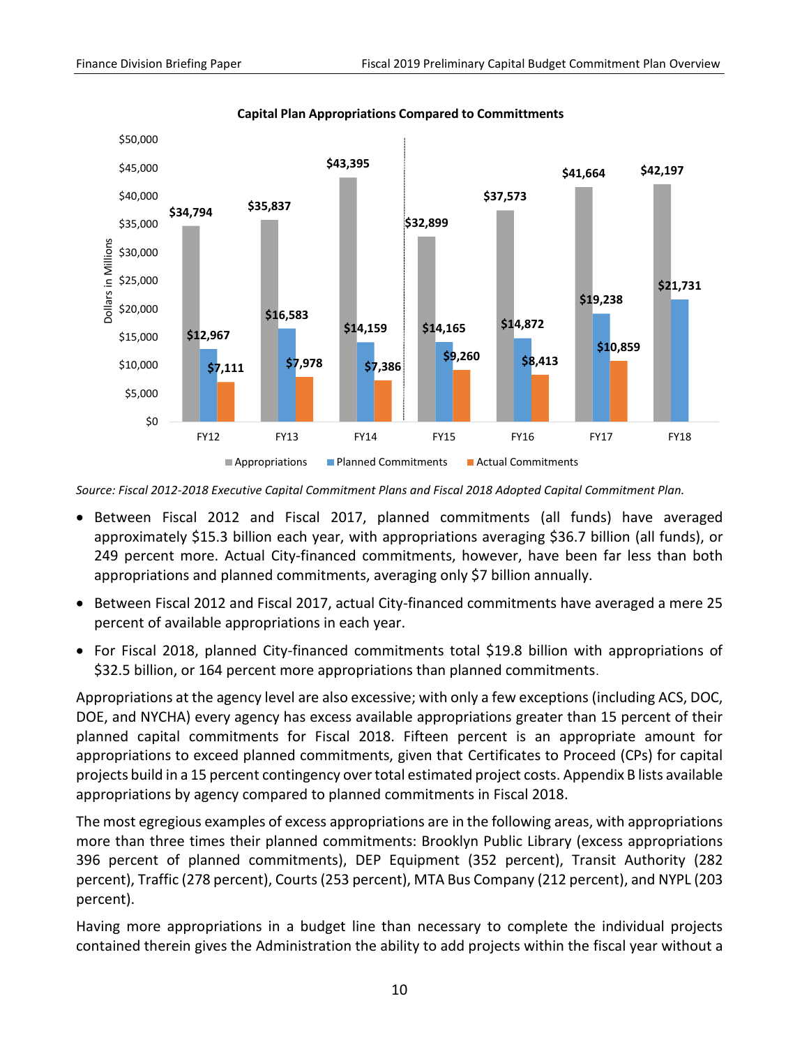**Capital Plan Appropriations Compared to Committments**

| | FY12 | FY13 | FY14 | FY15 | FY16 | FY17 | FY18 |
|---|---|---|---|---|---|---|---|
| Appropriations | $34,794 | $35,837 | $43,395 | $32,899 | $37,573 | $41,664 | $42,197 |
| Planned Commitments | $12,967 | $16,583 | $14,159 | $14,165 | $14,872 | $19,238 | $21,731 |
| Actual Commitments | $7,111 | $7,978 | $7,386 | $9,260 | $8,413 | $10,859 | |

*Source: Fiscal 2012-2018 Executive Capital Commitment Plans and Fiscal 2018 Adopted Capital Commitment Plan.*

- Between Fiscal 2012 and Fiscal 2017, planned commitments (all funds) have averaged approximately $15.3 billion each year, with appropriations averaging $36.7 billion (all funds), or 249 percent more. Actual City-financed commitments, however, have been far less than both appropriations and planned commitments, averaging only $7 billion annually.
- Between Fiscal 2012 and Fiscal 2017, actual City-financed commitments have averaged a mere 25 percent of available appropriations in each year.
- For Fiscal 2018, planned City-financed commitments total $19.8 billion with appropriations of $32.5 billion, or 164 percent more appropriations than planned commitments.

Appropriations at the agency level are also excessive; with only a few exceptions (including ACS, DOC, DOE, and NYCHA) every agency has excess available appropriations greater than 15 percent of their planned capital commitments for Fiscal 2018. Fifteen percent is an appropriate amount for appropriations to exceed planned commitments, given that Certificates to Proceed (CPs) for capital projects build in a 15 percent contingency over total estimated project costs. Appendix B lists available appropriations by agency compared to planned commitments in Fiscal 2018.

The most egregious examples of excess appropriations are in the following areas, with appropriations more than three times their planned commitments: Brooklyn Public Library (excess appropriations 396 percent of planned commitments), DEP Equipment (352 percent), Transit Authority (282 percent), Traffic (278 percent), Courts (253 percent), MTA Bus Company (212 percent), and NYPL (203 percent).

Having more appropriations in a budget line than necessary to complete the individual projects contained therein gives the Administration the ability to add projects within the fiscal year without a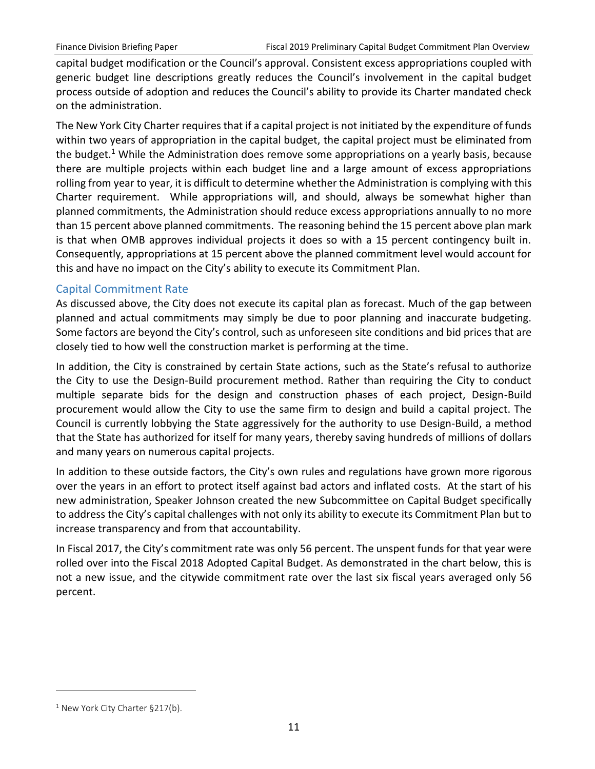capital budget modification or the Council's approval. Consistent excess appropriations coupled with generic budget line descriptions greatly reduces the Council's involvement in the capital budget process outside of adoption and reduces the Council's ability to provide its Charter mandated check on the administration.

The New York City Charter requires that if a capital project is not initiated by the expenditure of funds within two years of appropriation in the capital budget, the capital project must be eliminated from the budget.[1] While the Administration does remove some appropriations on a yearly basis, because there are multiple projects within each budget line and a large amount of excess appropriations rolling from year to year, it is difficult to determine whether the Administration is complying with this Charter requirement. While appropriations will, and should, always be somewhat higher than planned commitments, the Administration should reduce excess appropriations annually to no more than 15 percent above planned commitments. The reasoning behind the 15 percent above plan mark is that when OMB approves individual projects it does so with a 15 percent contingency built in. Consequently, appropriations at 15 percent above the planned commitment level would account for this and have no impact on the City's ability to execute its Commitment Plan.

## Capital Commitment Rate

As discussed above, the City does not execute its capital plan as forecast. Much of the gap between planned and actual commitments may simply be due to poor planning and inaccurate budgeting. Some factors are beyond the City's control, such as unforeseen site conditions and bid prices that are closely tied to how well the construction market is performing at the time.

In addition, the City is constrained by certain State actions, such as the State's refusal to authorize the City to use the Design-Build procurement method. Rather than requiring the City to conduct multiple separate bids for the design and construction phases of each project, Design-Build procurement would allow the City to use the same firm to design and build a capital project. The Council is currently lobbying the State aggressively for the authority to use Design-Build, a method that the State has authorized for itself for many years, thereby saving hundreds of millions of dollars and many years on numerous capital projects.

In addition to these outside factors, the City's own rules and regulations have grown more rigorous over the years in an effort to protect itself against bad actors and inflated costs. At the start of his new administration, Speaker Johnson created the new Subcommittee on Capital Budget specifically to address the City's capital challenges with not only its ability to execute its Commitment Plan but to increase transparency and from that accountability.

In Fiscal 2017, the City's commitment rate was only 56 percent. The unspent funds for that year were rolled over into the Fiscal 2018 Adopted Capital Budget. As demonstrated in the chart below, this is not a new issue, and the citywide commitment rate over the last six fiscal years averaged only 56 percent.

[1] New York City Charter §217(b).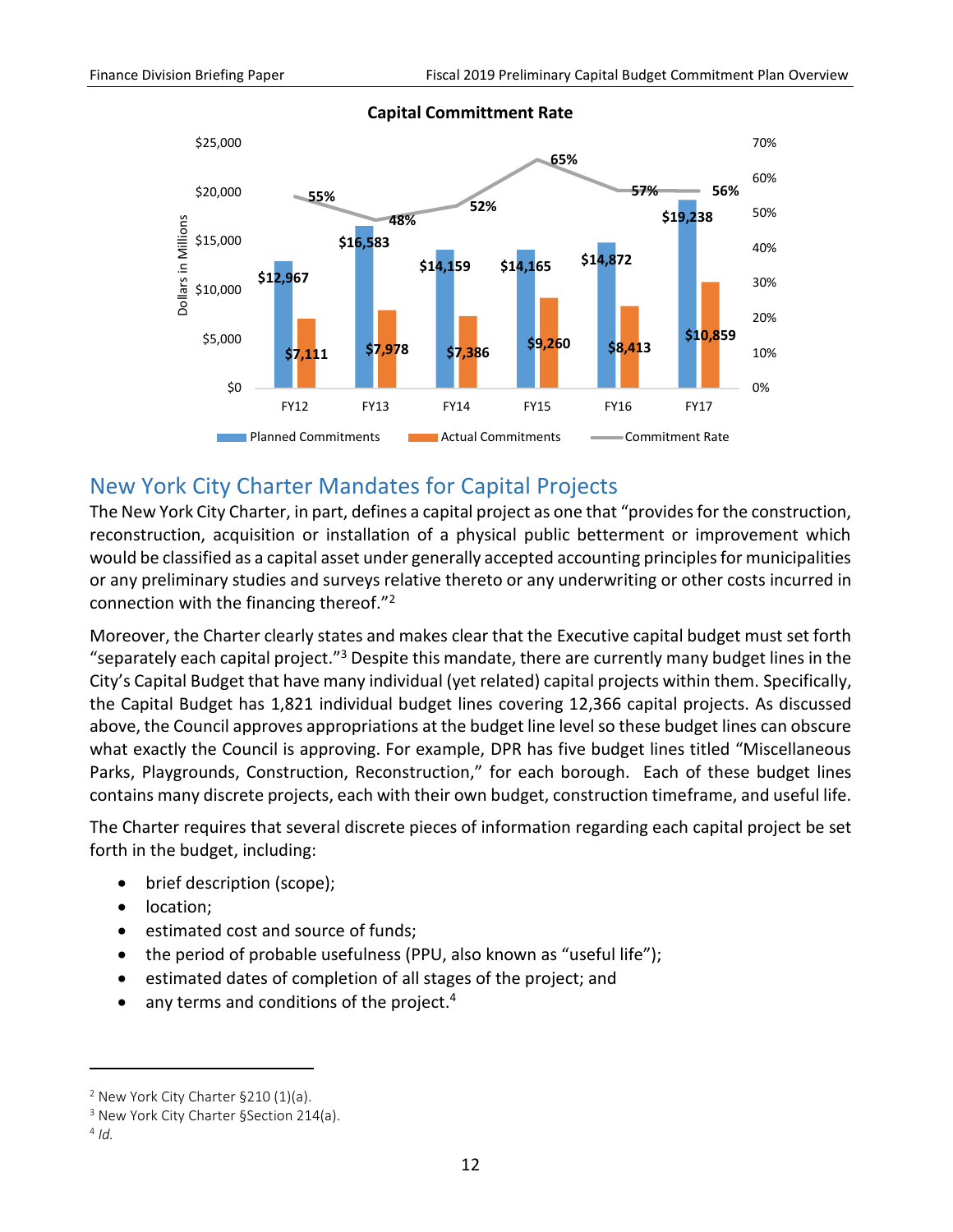**Capital Committment Rate**

| | FY12 | FY13 | FY14 | FY15 | FY16 | FY17 |
|---|---|---|---|---|---|---|
| Planned Commitments | $12,967 | $16,583 | $14,159 | $14,165 | $14,872 | $19,238 |
| Actual Commitments | $7,111 | $7,978 | $7,386 | $9,260 | $8,413 | $10,859 |
| Commitment Rate | 55% | 48% | 52% | 65% | 57% | 56% |

Dollars in Millions

## New York City Charter Mandates for Capital Projects

The New York City Charter, in part, defines a capital project as one that "provides for the construction, reconstruction, acquisition or installation of a physical public betterment or improvement which would be classified as a capital asset under generally accepted accounting principles for municipalities or any preliminary studies and surveys relative thereto or any underwriting or other costs incurred in connection with the financing thereof."[2]

Moreover, the Charter clearly states and makes clear that the Executive capital budget must set forth "separately each capital project."[3] Despite this mandate, there are currently many budget lines in the City's Capital Budget that have many individual (yet related) capital projects within them. Specifically, the Capital Budget has 1,821 individual budget lines covering 12,366 capital projects. As discussed above, the Council approves appropriations at the budget line level so these budget lines can obscure what exactly the Council is approving. For example, DPR has five budget lines titled "Miscellaneous Parks, Playgrounds, Construction, Reconstruction," for each borough. Each of these budget lines contains many discrete projects, each with their own budget, construction timeframe, and useful life.

The Charter requires that several discrete pieces of information regarding each capital project be set forth in the budget, including:

- brief description (scope);
- location;
- estimated cost and source of funds;
- the period of probable usefulness (PPU, also known as "useful life");
- estimated dates of completion of all stages of the project; and
- any terms and conditions of the project.[4]

---

[2] New York City Charter §210 (1)(a).
[3] New York City Charter §Section 214(a).
[4] *Id.*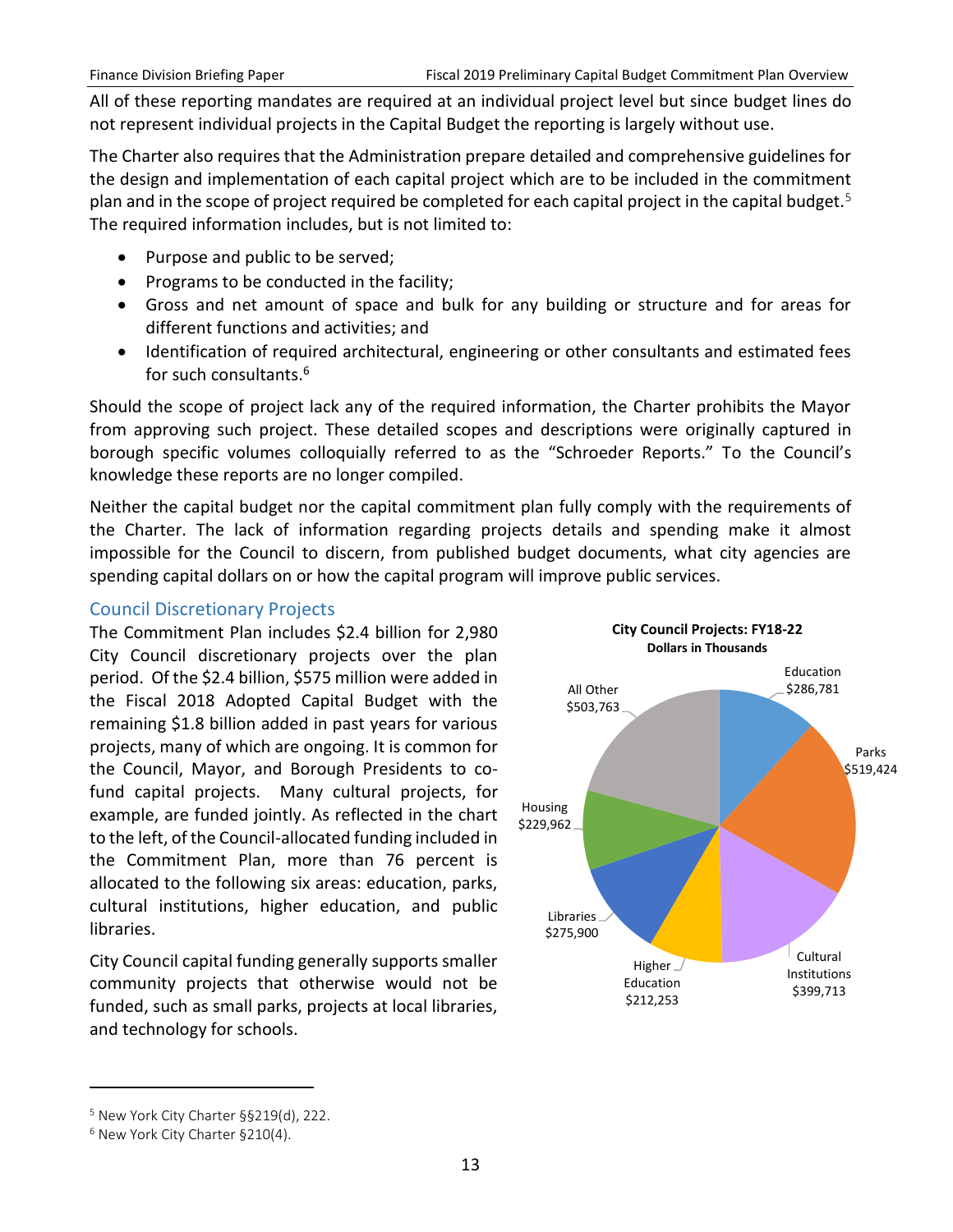All of these reporting mandates are required at an individual project level but since budget lines do not represent individual projects in the Capital Budget the reporting is largely without use.

The Charter also requires that the Administration prepare detailed and comprehensive guidelines for the design and implementation of each capital project which are to be included in the commitment plan and in the scope of project required be completed for each capital project in the capital budget.[5] The required information includes, but is not limited to:

- Purpose and public to be served;
- Programs to be conducted in the facility;
- Gross and net amount of space and bulk for any building or structure and for areas for different functions and activities; and
- Identification of required architectural, engineering or other consultants and estimated fees for such consultants.[6]

Should the scope of project lack any of the required information, the Charter prohibits the Mayor from approving such project. These detailed scopes and descriptions were originally captured in borough specific volumes colloquially referred to as the "Schroeder Reports." To the Council's knowledge these reports are no longer compiled.

Neither the capital budget nor the capital commitment plan fully comply with the requirements of the Charter. The lack of information regarding projects details and spending make it almost impossible for the Council to discern, from published budget documents, what city agencies are spending capital dollars on or how the capital program will improve public services.

## Council Discretionary Projects

The Commitment Plan includes $2.4 billion for 2,980 City Council discretionary projects over the plan period. Of the $2.4 billion, $575 million were added in the Fiscal 2018 Adopted Capital Budget with the remaining $1.8 billion added in past years for various projects, many of which are ongoing. It is common for the Council, Mayor, and Borough Presidents to co-fund capital projects. Many cultural projects, for example, are funded jointly. As reflected in the chart to the left, of the Council-allocated funding included in the Commitment Plan, more than 76 percent is allocated to the following six areas: education, parks, cultural institutions, higher education, and public libraries.

City Council capital funding generally supports smaller community projects that otherwise would not be funded, such as small parks, projects at local libraries, and technology for schools.

**City Council Projects: FY18-22**
**Dollars in Thousands**

| Category | Amount |
|---|---|
| Education | $286,781 |
| Parks | $519,424 |
| Cultural Institutions | $399,713 |
| Higher Education | $212,253 |
| Libraries | $275,900 |
| Housing | $229,962 |
| All Other | $503,763 |

[5] New York City Charter §§219(d), 222.

[6] New York City Charter §210(4).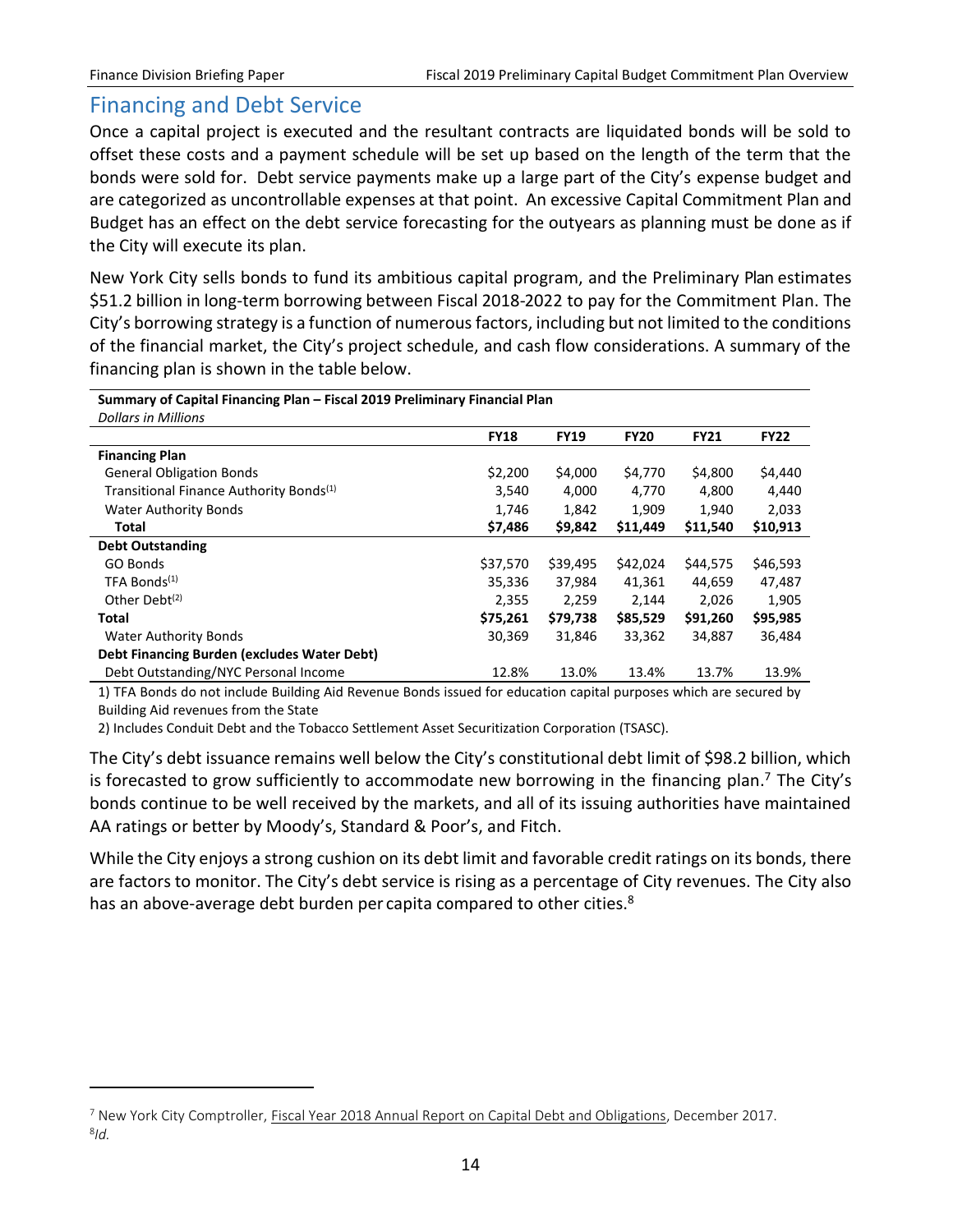## Financing and Debt Service

Once a capital project is executed and the resultant contracts are liquidated bonds will be sold to offset these costs and a payment schedule will be set up based on the length of the term that the bonds were sold for. Debt service payments make up a large part of the City's expense budget and are categorized as uncontrollable expenses at that point. An excessive Capital Commitment Plan and Budget has an effect on the debt service forecasting for the outyears as planning must be done as if the City will execute its plan.

New York City sells bonds to fund its ambitious capital program, and the Preliminary Plan estimates $51.2 billion in long-term borrowing between Fiscal 2018-2022 to pay for the Commitment Plan. The City's borrowing strategy is a function of numerous factors, including but not limited to the conditions of the financial market, the City's project schedule, and cash flow considerations. A summary of the financing plan is shown in the table below.

**Summary of Capital Financing Plan – Fiscal 2019 Preliminary Financial Plan**
*Dollars in Millions*

| | FY18 | FY19 | FY20 | FY21 | FY22 |
|---|---|---|---|---|---|
| **Financing Plan** | | | | | |
| General Obligation Bonds | $2,200 | $4,000 | $4,770 | $4,800 | $4,440 |
| Transitional Finance Authority Bonds[(1)] | 3,540 | 4,000 | 4,770 | 4,800 | 4,440 |
| Water Authority Bonds | 1,746 | 1,842 | 1,909 | 1,940 | 2,033 |
| **Total** | **$7,486** | **$9,842** | **$11,449** | **$11,540** | **$10,913** |
| **Debt Outstanding** | | | | | |
| GO Bonds | $37,570 | $39,495 | $42,024 | $44,575 | $46,593 |
| TFA Bonds[(1)] | 35,336 | 37,984 | 41,361 | 44,659 | 47,487 |
| Other Debt[(2)] | 2,355 | 2,259 | 2,144 | 2,026 | 1,905 |
| **Total** | **$75,261** | **$79,738** | **$85,529** | **$91,260** | **$95,985** |
| Water Authority Bonds | 30,369 | 31,846 | 33,362 | 34,887 | 36,484 |
| **Debt Financing Burden (excludes Water Debt)** | | | | | |
| Debt Outstanding/NYC Personal Income | 12.8% | 13.0% | 13.4% | 13.7% | 13.9% |

1) TFA Bonds do not include Building Aid Revenue Bonds issued for education capital purposes which are secured by Building Aid revenues from the State

2) Includes Conduit Debt and the Tobacco Settlement Asset Securitization Corporation (TSASC).

The City's debt issuance remains well below the City's constitutional debt limit of $98.2 billion, which is forecasted to grow sufficiently to accommodate new borrowing in the financing plan.[7] The City's bonds continue to be well received by the markets, and all of its issuing authorities have maintained AA ratings or better by Moody's, Standard & Poor's, and Fitch.

While the City enjoys a strong cushion on its debt limit and favorable credit ratings on its bonds, there are factors to monitor. The City's debt service is rising as a percentage of City revenues. The City also has an above-average debt burden per capita compared to other cities.[8]

---

[7] New York City Comptroller, Fiscal Year 2018 Annual Report on Capital Debt and Obligations, December 2017.

[8] *Id.*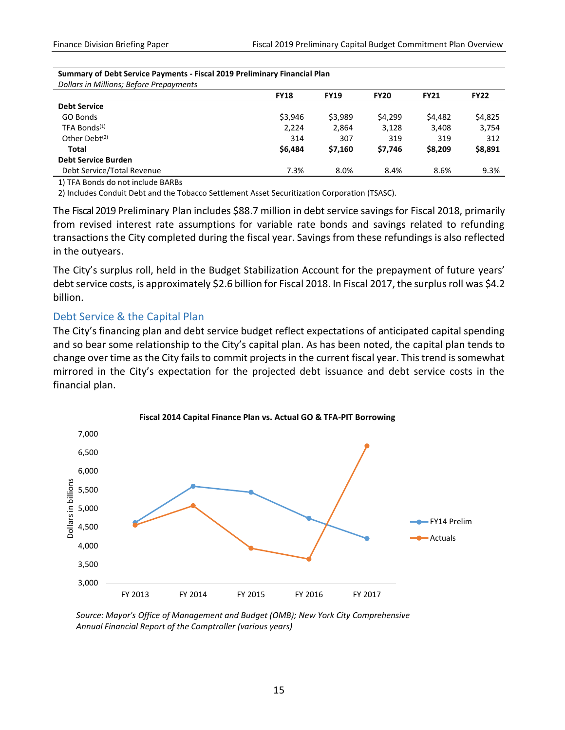**Summary of Debt Service Payments - Fiscal 2019 Preliminary Financial Plan**

*Dollars in Millions; Before Prepayments*

| | FY18 | FY19 | FY20 | FY21 | FY22 |
|---|---|---|---|---|---|
| **Debt Service** | | | | | |
| GO Bonds | $3,946 | $3,989 | $4,299 | $4,482 | $4,825 |
| TFA Bonds(1) | 2,224 | 2,864 | 3,128 | 3,408 | 3,754 |
| Other Debt(2) | 314 | 307 | 319 | 319 | 312 |
| **Total** | **$6,484** | **$7,160** | **$7,746** | **$8,209** | **$8,891** |
| **Debt Service Burden** | | | | | |
| Debt Service/Total Revenue | 7.3% | 8.0% | 8.4% | 8.6% | 9.3% |

1) TFA Bonds do not include BARBs

2) Includes Conduit Debt and the Tobacco Settlement Asset Securitization Corporation (TSASC).

The Fiscal 2019 Preliminary Plan includes $88.7 million in debt service savings for Fiscal 2018, primarily from revised interest rate assumptions for variable rate bonds and savings related to refunding transactions the City completed during the fiscal year. Savings from these refundings is also reflected in the outyears.

The City's surplus roll, held in the Budget Stabilization Account for the prepayment of future years' debt service costs, is approximately $2.6 billion for Fiscal 2018. In Fiscal 2017, the surplus roll was $4.2 billion.

## Debt Service & the Capital Plan

The City's financing plan and debt service budget reflect expectations of anticipated capital spending and so bear some relationship to the City's capital plan. As has been noted, the capital plan tends to change over time as the City fails to commit projects in the current fiscal year. This trend is somewhat mirrored in the City's expectation for the projected debt issuance and debt service costs in the financial plan.

**Fiscal 2014 Capital Finance Plan vs. Actual GO & TFA-PIT Borrowing**

*Source: Mayor's Office of Management and Budget (OMB); New York City Comprehensive Annual Financial Report of the Comptroller (various years)*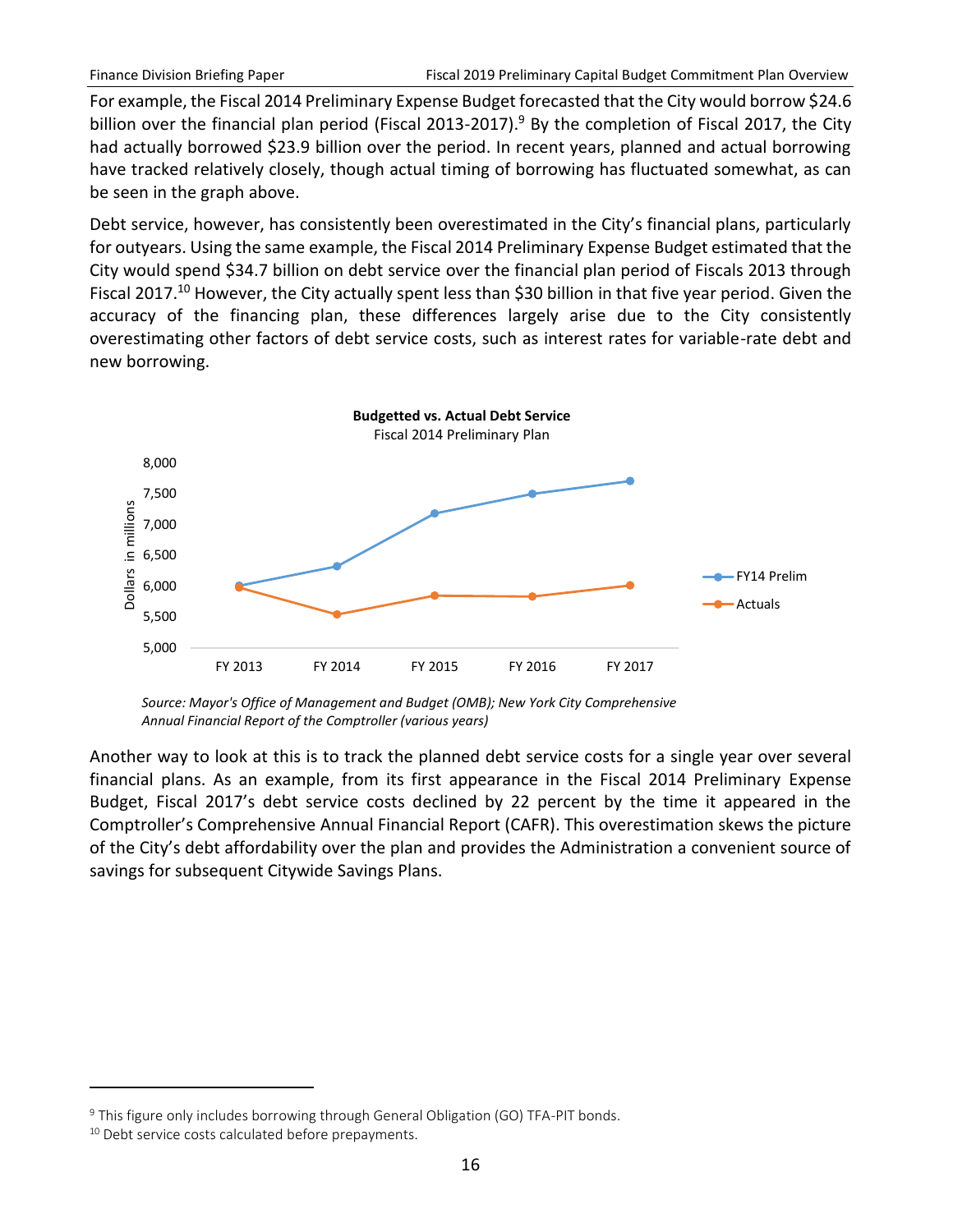For example, the Fiscal 2014 Preliminary Expense Budget forecasted that the City would borrow $24.6 billion over the financial plan period (Fiscal 2013-2017).[9] By the completion of Fiscal 2017, the City had actually borrowed $23.9 billion over the period. In recent years, planned and actual borrowing have tracked relatively closely, though actual timing of borrowing has fluctuated somewhat, as can be seen in the graph above.

Debt service, however, has consistently been overestimated in the City's financial plans, particularly for outyears. Using the same example, the Fiscal 2014 Preliminary Expense Budget estimated that the City would spend $34.7 billion on debt service over the financial plan period of Fiscals 2013 through Fiscal 2017.[10] However, the City actually spent less than $30 billion in that five year period. Given the accuracy of the financing plan, these differences largely arise due to the City consistently overestimating other factors of debt service costs, such as interest rates for variable-rate debt and new borrowing.

**Budgetted vs. Actual Debt Service**
Fiscal 2014 Preliminary Plan

*Source: Mayor's Office of Management and Budget (OMB); New York City Comprehensive Annual Financial Report of the Comptroller (various years)*

Another way to look at this is to track the planned debt service costs for a single year over several financial plans. As an example, from its first appearance in the Fiscal 2014 Preliminary Expense Budget, Fiscal 2017's debt service costs declined by 22 percent by the time it appeared in the Comptroller's Comprehensive Annual Financial Report (CAFR). This overestimation skews the picture of the City's debt affordability over the plan and provides the Administration a convenient source of savings for subsequent Citywide Savings Plans.

[9] This figure only includes borrowing through General Obligation (GO) TFA-PIT bonds.

[10] Debt service costs calculated before prepayments.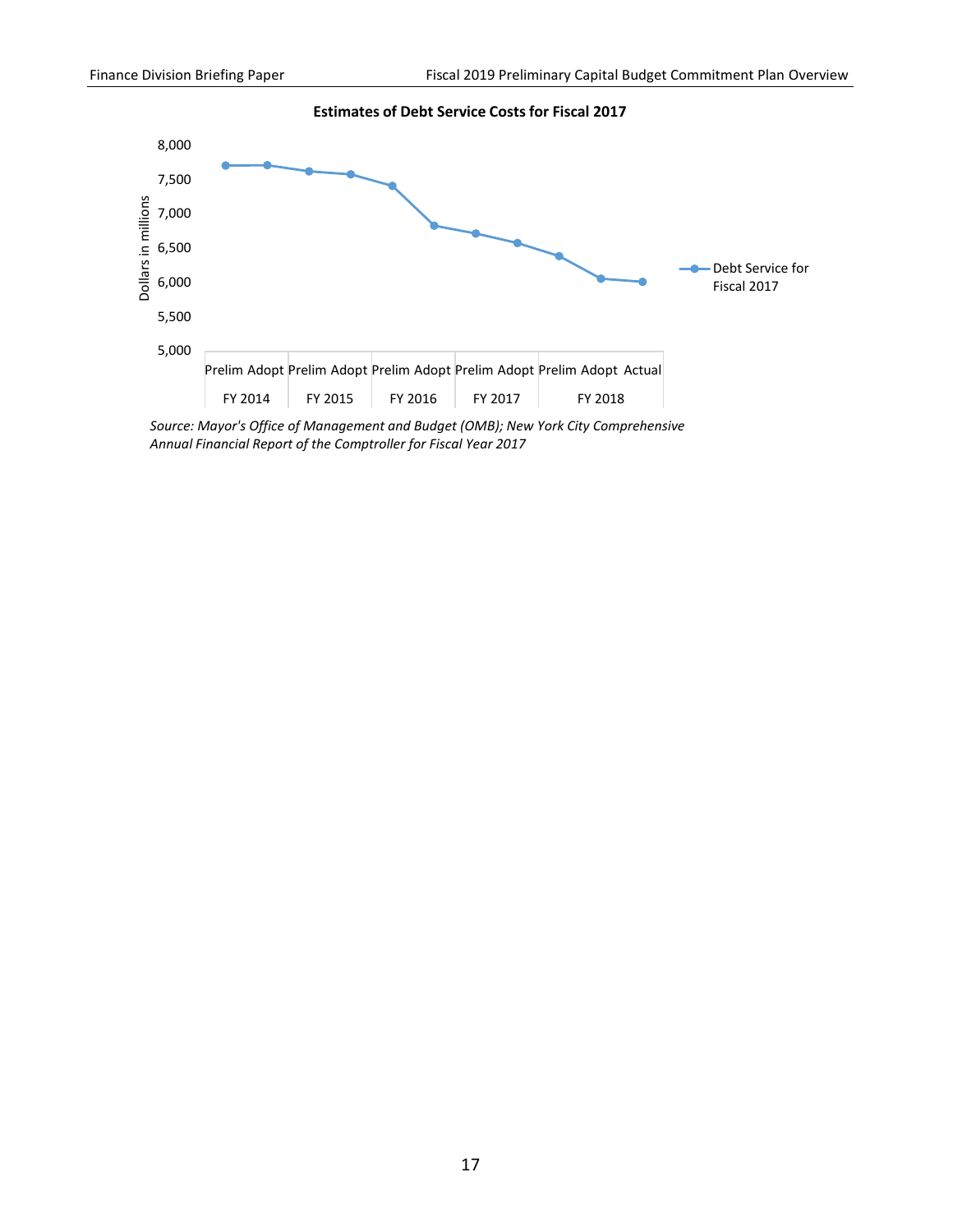**Estimates of Debt Service Costs for Fiscal 2017**

*Source: Mayor's Office of Management and Budget (OMB); New York City Comprehensive Annual Financial Report of the Comptroller for Fiscal Year 2017*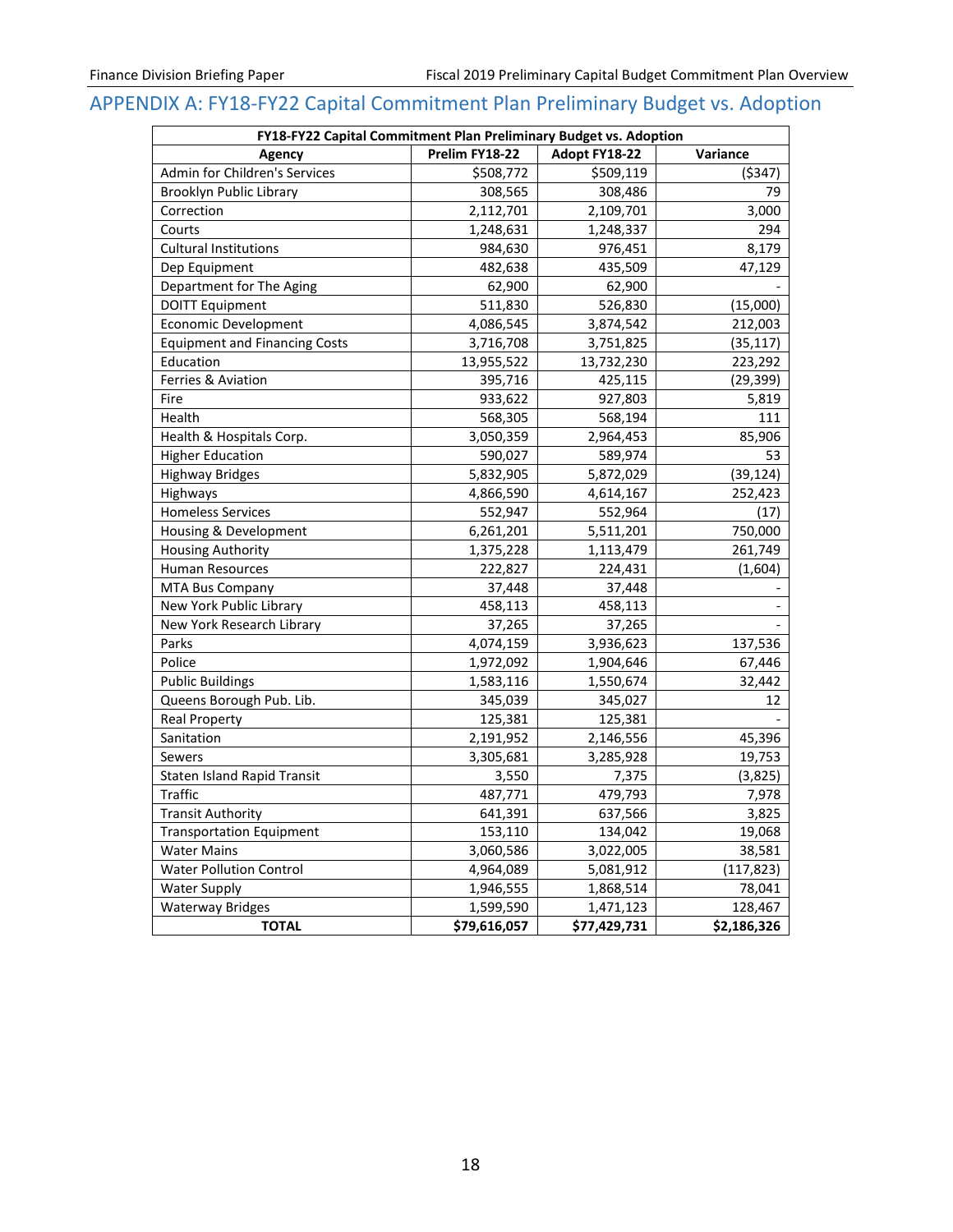## APPENDIX A: FY18-FY22 Capital Commitment Plan Preliminary Budget vs. Adoption

| FY18-FY22 Capital Commitment Plan Preliminary Budget vs. Adoption | | | |
|---|---|---|---|
| **Agency** | **Prelim FY18-22** | **Adopt FY18-22** | **Variance** |
| Admin for Children's Services | $508,772 | $509,119 | ($347) |
| Brooklyn Public Library | 308,565 | 308,486 | 79 |
| Correction | 2,112,701 | 2,109,701 | 3,000 |
| Courts | 1,248,631 | 1,248,337 | 294 |
| Cultural Institutions | 984,630 | 976,451 | 8,179 |
| Dep Equipment | 482,638 | 435,509 | 47,129 |
| Department for The Aging | 62,900 | 62,900 | - |
| DOITT Equipment | 511,830 | 526,830 | (15,000) |
| Economic Development | 4,086,545 | 3,874,542 | 212,003 |
| Equipment and Financing Costs | 3,716,708 | 3,751,825 | (35,117) |
| Education | 13,955,522 | 13,732,230 | 223,292 |
| Ferries & Aviation | 395,716 | 425,115 | (29,399) |
| Fire | 933,622 | 927,803 | 5,819 |
| Health | 568,305 | 568,194 | 111 |
| Health & Hospitals Corp. | 3,050,359 | 2,964,453 | 85,906 |
| Higher Education | 590,027 | 589,974 | 53 |
| Highway Bridges | 5,832,905 | 5,872,029 | (39,124) |
| Highways | 4,866,590 | 4,614,167 | 252,423 |
| Homeless Services | 552,947 | 552,964 | (17) |
| Housing & Development | 6,261,201 | 5,511,201 | 750,000 |
| Housing Authority | 1,375,228 | 1,113,479 | 261,749 |
| Human Resources | 222,827 | 224,431 | (1,604) |
| MTA Bus Company | 37,448 | 37,448 | - |
| New York Public Library | 458,113 | 458,113 | - |
| New York Research Library | 37,265 | 37,265 | - |
| Parks | 4,074,159 | 3,936,623 | 137,536 |
| Police | 1,972,092 | 1,904,646 | 67,446 |
| Public Buildings | 1,583,116 | 1,550,674 | 32,442 |
| Queens Borough Pub. Lib. | 345,039 | 345,027 | 12 |
| Real Property | 125,381 | 125,381 | - |
| Sanitation | 2,191,952 | 2,146,556 | 45,396 |
| Sewers | 3,305,681 | 3,285,928 | 19,753 |
| Staten Island Rapid Transit | 3,550 | 7,375 | (3,825) |
| Traffic | 487,771 | 479,793 | 7,978 |
| Transit Authority | 641,391 | 637,566 | 3,825 |
| Transportation Equipment | 153,110 | 134,042 | 19,068 |
| Water Mains | 3,060,586 | 3,022,005 | 38,581 |
| Water Pollution Control | 4,964,089 | 5,081,912 | (117,823) |
| Water Supply | 1,946,555 | 1,868,514 | 78,041 |
| Waterway Bridges | 1,599,590 | 1,471,123 | 128,467 |
| **TOTAL** | **$79,616,057** | **$77,429,731** | **$2,186,326** |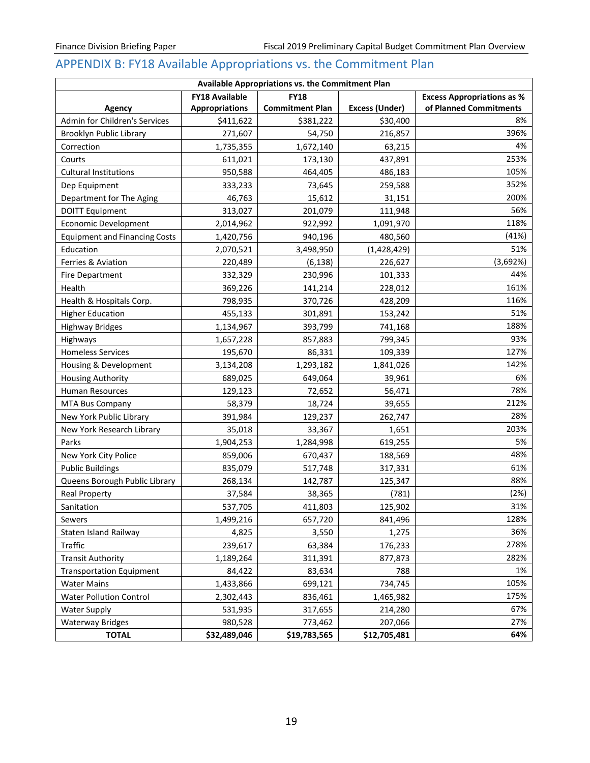## APPENDIX B: FY18 Available Appropriations vs. the Commitment Plan

| Available Appropriations vs. the Commitment Plan | | | | |
|---|---|---|---|---|
| **Agency** | **FY18 Available Appropriations** | **FY18 Commitment Plan** | **Excess (Under)** | **Excess Appropriations as % of Planned Commitments** |
| Admin for Children's Services | $411,622 | $381,222 | $30,400 | 8% |
| Brooklyn Public Library | 271,607 | 54,750 | 216,857 | 396% |
| Correction | 1,735,355 | 1,672,140 | 63,215 | 4% |
| Courts | 611,021 | 173,130 | 437,891 | 253% |
| Cultural Institutions | 950,588 | 464,405 | 486,183 | 105% |
| Dep Equipment | 333,233 | 73,645 | 259,588 | 352% |
| Department for The Aging | 46,763 | 15,612 | 31,151 | 200% |
| DOITT Equipment | 313,027 | 201,079 | 111,948 | 56% |
| Economic Development | 2,014,962 | 922,992 | 1,091,970 | 118% |
| Equipment and Financing Costs | 1,420,756 | 940,196 | 480,560 | (41%) |
| Education | 2,070,521 | 3,498,950 | (1,428,429) | 51% |
| Ferries & Aviation | 220,489 | (6,138) | 226,627 | (3,692%) |
| Fire Department | 332,329 | 230,996 | 101,333 | 44% |
| Health | 369,226 | 141,214 | 228,012 | 161% |
| Health & Hospitals Corp. | 798,935 | 370,726 | 428,209 | 116% |
| Higher Education | 455,133 | 301,891 | 153,242 | 51% |
| Highway Bridges | 1,134,967 | 393,799 | 741,168 | 188% |
| Highways | 1,657,228 | 857,883 | 799,345 | 93% |
| Homeless Services | 195,670 | 86,331 | 109,339 | 127% |
| Housing & Development | 3,134,208 | 1,293,182 | 1,841,026 | 142% |
| Housing Authority | 689,025 | 649,064 | 39,961 | 6% |
| Human Resources | 129,123 | 72,652 | 56,471 | 78% |
| MTA Bus Company | 58,379 | 18,724 | 39,655 | 212% |
| New York Public Library | 391,984 | 129,237 | 262,747 | 28% |
| New York Research Library | 35,018 | 33,367 | 1,651 | 203% |
| Parks | 1,904,253 | 1,284,998 | 619,255 | 5% |
| New York City Police | 859,006 | 670,437 | 188,569 | 48% |
| Public Buildings | 835,079 | 517,748 | 317,331 | 61% |
| Queens Borough Public Library | 268,134 | 142,787 | 125,347 | 88% |
| Real Property | 37,584 | 38,365 | (781) | (2%) |
| Sanitation | 537,705 | 411,803 | 125,902 | 31% |
| Sewers | 1,499,216 | 657,720 | 841,496 | 128% |
| Staten Island Railway | 4,825 | 3,550 | 1,275 | 36% |
| Traffic | 239,617 | 63,384 | 176,233 | 278% |
| Transit Authority | 1,189,264 | 311,391 | 877,873 | 282% |
| Transportation Equipment | 84,422 | 83,634 | 788 | 1% |
| Water Mains | 1,433,866 | 699,121 | 734,745 | 105% |
| Water Pollution Control | 2,302,443 | 836,461 | 1,465,982 | 175% |
| Water Supply | 531,935 | 317,655 | 214,280 | 67% |
| Waterway Bridges | 980,528 | 773,462 | 207,066 | 27% |
| **TOTAL** | **$32,489,046** | **$19,783,565** | **$12,705,481** | **64%** |